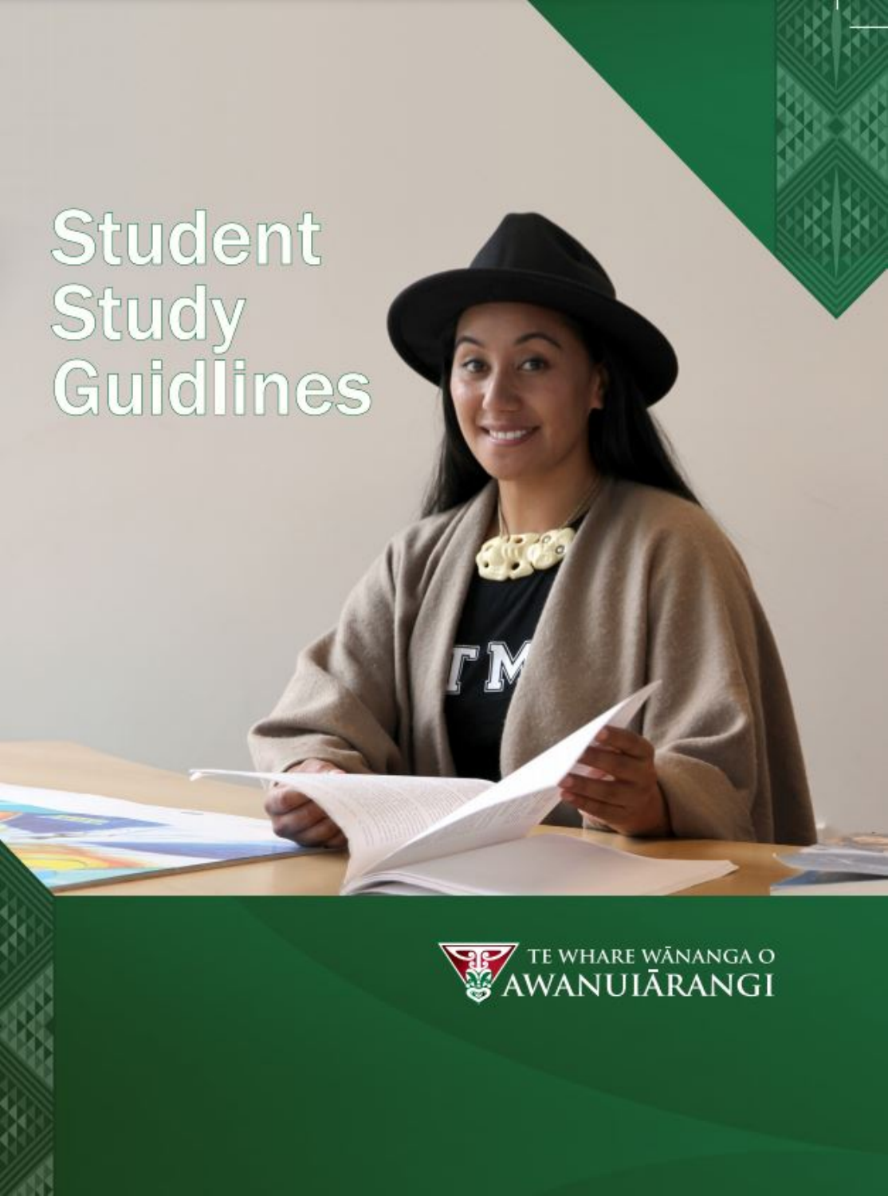# Student Study Guidlines

TE WHARE WĀNANGA O AWANUIĀRANGI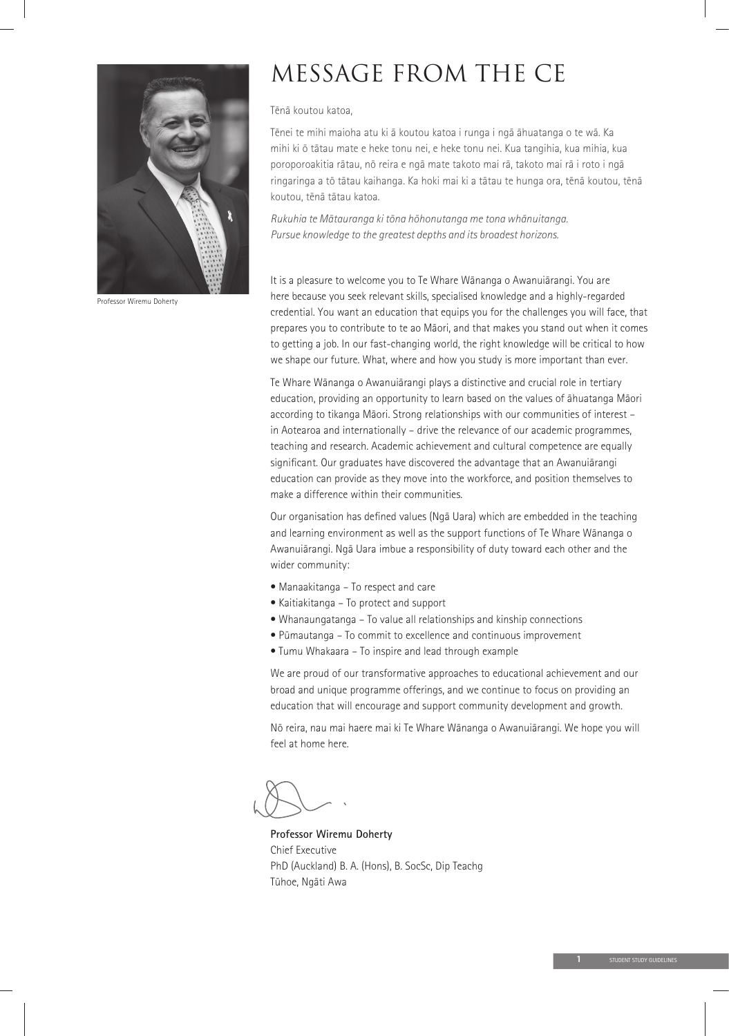Professor Wiremu Doherty

# MESSAGE FROM THE CE

Tēnā koutou katoa,

Tēnei te mihi maioha atu ki ā koutou katoa i runga i ngā āhuatanga o te wā. Ka mihi ki ō tātau mate e heke tonu nei, e heke tonu nei. Kua tangihia, kua mihia, kua poroporoakitia rātau, nō reira e ngā mate takoto mai rā, takoto mai rā i roto i ngā ringaringa a tō tātau kaihanga. Ka hoki mai ki a tātau te hunga ora, tēnā koutou, tēnā koutou, tēnā tātau katoa.

*Rukuhia te Mātauranga ki tōna hōhonutanga me tona whānuitanga.*
*Pursue knowledge to the greatest depths and its broadest horizons.*

It is a pleasure to welcome you to Te Whare Wānanga o Awanuiārangi. You are here because you seek relevant skills, specialised knowledge and a highly-regarded credential. You want an education that equips you for the challenges you will face, that prepares you to contribute to te ao Māori, and that makes you stand out when it comes to getting a job. In our fast-changing world, the right knowledge will be critical to how we shape our future. What, where and how you study is more important than ever.

Te Whare Wānanga o Awanuiārangi plays a distinctive and crucial role in tertiary education, providing an opportunity to learn based on the values of āhuatanga Māori according to tikanga Māori. Strong relationships with our communities of interest – in Aotearoa and internationally – drive the relevance of our academic programmes, teaching and research. Academic achievement and cultural competence are equally significant. Our graduates have discovered the advantage that an Awanuiārangi education can provide as they move into the workforce, and position themselves to make a difference within their communities.

Our organisation has defined values (Ngā Uara) which are embedded in the teaching and learning environment as well as the support functions of Te Whare Wānanga o Awanuiārangi. Ngā Uara imbue a responsibility of duty toward each other and the wider community:

- Manaakitanga – To respect and care
- Kaitiakitanga – To protect and support
- Whanaungatanga – To value all relationships and kinship connections
- Pūmautanga – To commit to excellence and continuous improvement
- Tumu Whakaara – To inspire and lead through example

We are proud of our transformative approaches to educational achievement and our broad and unique programme offerings, and we continue to focus on providing an education that will encourage and support community development and growth.

Nō reira, nau mai haere mai ki Te Whare Wānanga o Awanuiārangi. We hope you will feel at home here.

**Professor Wiremu Doherty**
Chief Executive
PhD (Auckland) B. A. (Hons), B. SocSc, Dip Teachg
Tūhoe, Ngāti Awa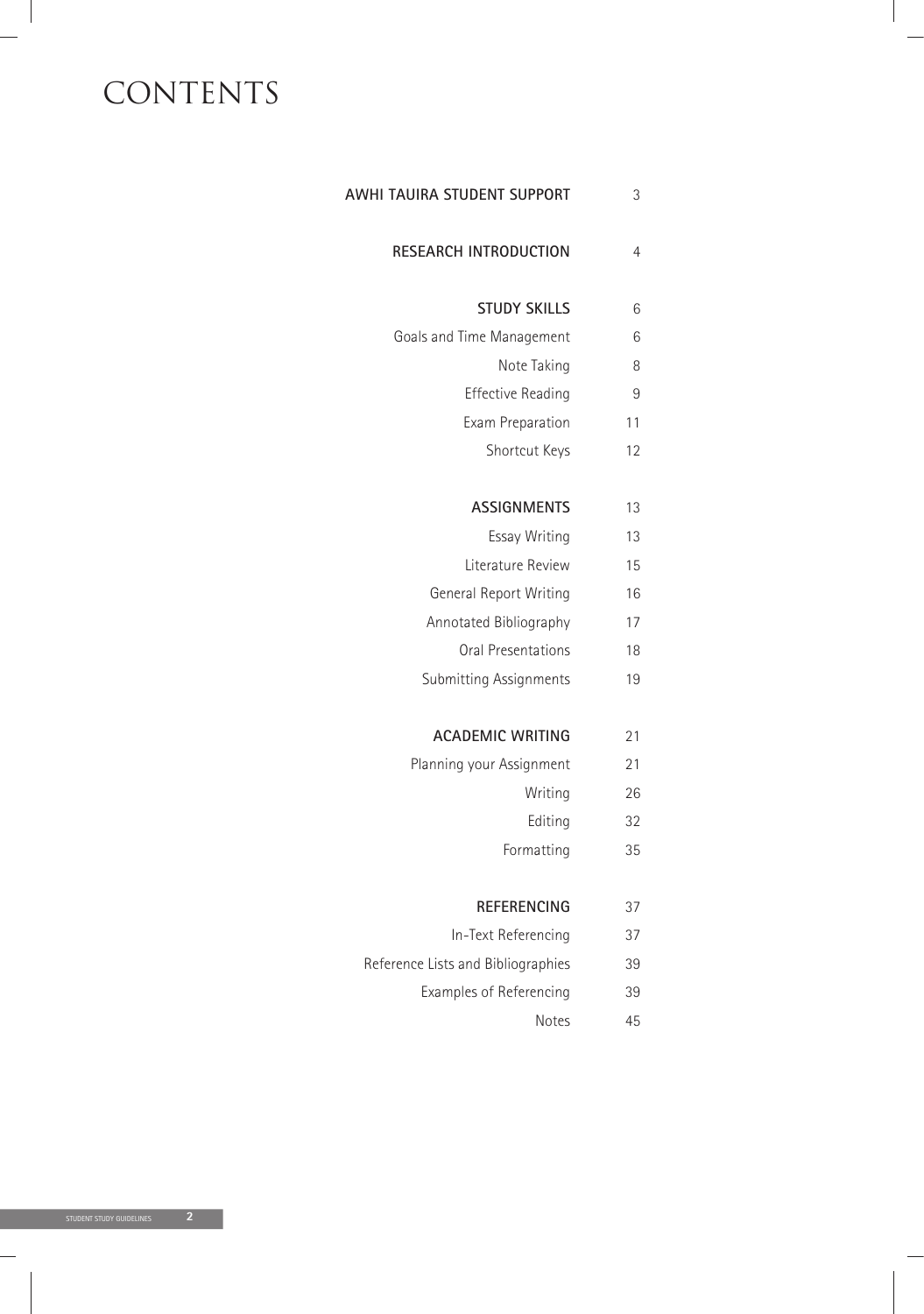# CONTENTS

| | |
|---|---|
| **AWHI TAUIRA STUDENT SUPPORT** | 3 |
| **RESEARCH INTRODUCTION** | 4 |
| **STUDY SKILLS** | 6 |
| Goals and Time Management | 6 |
| Note Taking | 8 |
| Effective Reading | 9 |
| Exam Preparation | 11 |
| Shortcut Keys | 12 |
| **ASSIGNMENTS** | 13 |
| Essay Writing | 13 |
| Literature Review | 15 |
| General Report Writing | 16 |
| Annotated Bibliography | 17 |
| Oral Presentations | 18 |
| Submitting Assignments | 19 |
| **ACADEMIC WRITING** | 21 |
| Planning your Assignment | 21 |
| Writing | 26 |
| Editing | 32 |
| Formatting | 35 |
| **REFERENCING** | 37 |
| In-Text Referencing | 37 |
| Reference Lists and Bibliographies | 39 |
| Examples of Referencing | 39 |
| Notes | 45 |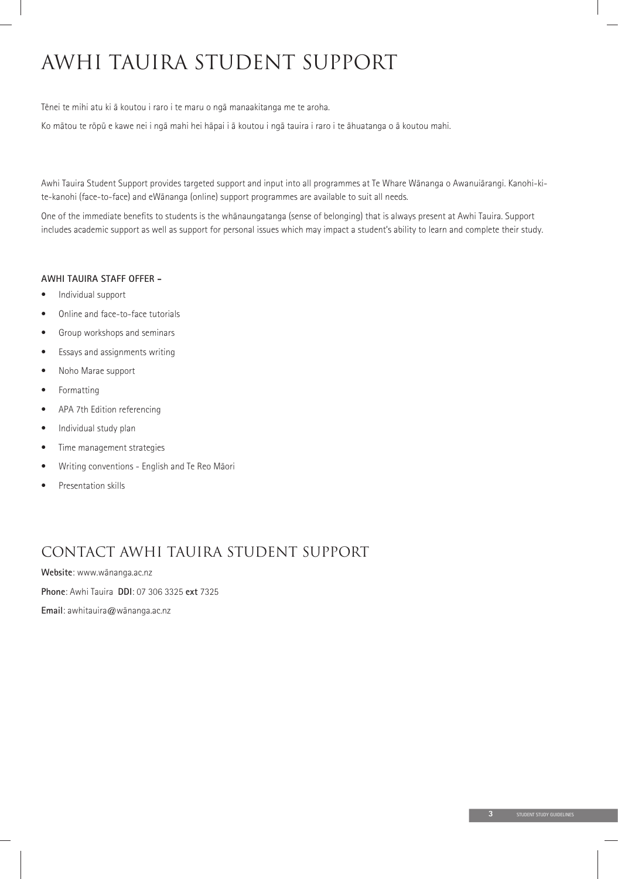# AWHI TAUIRA STUDENT SUPPORT

Tēnei te mihi atu ki ā koutou i raro i te maru o ngā manaakitanga me te aroha.

Ko mātou te rōpū e kawe nei i ngā mahi hei hāpai i ā koutou i ngā tauira i raro i te āhuatanga o ā koutou mahi.

Awhi Tauira Student Support provides targeted support and input into all programmes at Te Whare Wānanga o Awanuiārangi. Kanohi-ki-te-kanohi (face-to-face) and eWānanga (online) support programmes are available to suit all needs.

One of the immediate benefits to students is the whānaungatanga (sense of belonging) that is always present at Awhi Tauira. Support includes academic support as well as support for personal issues which may impact a student's ability to learn and complete their study.

**AWHI TAUIRA STAFF OFFER –**

- Individual support
- Online and face-to-face tutorials
- Group workshops and seminars
- Essays and assignments writing
- Noho Marae support
- Formatting
- APA 7th Edition referencing
- Individual study plan
- Time management strategies
- Writing conventions - English and Te Reo Māori
- Presentation skills

## CONTACT AWHI TAUIRA STUDENT SUPPORT

**Website**: www.wānanga.ac.nz

**Phone**: Awhi Tauira **DDI**: 07 306 3325 **ext** 7325

**Email**: awhitauira@wānanga.ac.nz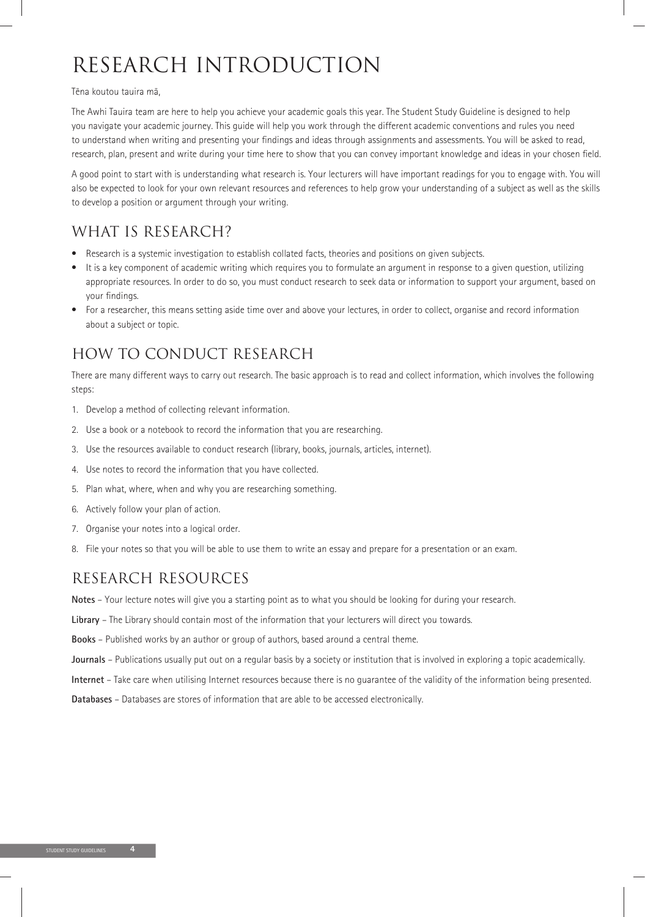# RESEARCH INTRODUCTION

Tēna koutou tauira mā,

The Awhi Tauira team are here to help you achieve your academic goals this year. The Student Study Guideline is designed to help you navigate your academic journey. This guide will help you work through the different academic conventions and rules you need to understand when writing and presenting your findings and ideas through assignments and assessments. You will be asked to read, research, plan, present and write during your time here to show that you can convey important knowledge and ideas in your chosen field.

A good point to start with is understanding what research is. Your lecturers will have important readings for you to engage with. You will also be expected to look for your own relevant resources and references to help grow your understanding of a subject as well as the skills to develop a position or argument through your writing.

## WHAT IS RESEARCH?

- Research is a systemic investigation to establish collated facts, theories and positions on given subjects.
- It is a key component of academic writing which requires you to formulate an argument in response to a given question, utilizing appropriate resources. In order to do so, you must conduct research to seek data or information to support your argument, based on your findings.
- For a researcher, this means setting aside time over and above your lectures, in order to collect, organise and record information about a subject or topic.

## HOW TO CONDUCT RESEARCH

There are many different ways to carry out research. The basic approach is to read and collect information, which involves the following steps:

1. Develop a method of collecting relevant information.
2. Use a book or a notebook to record the information that you are researching.
3. Use the resources available to conduct research (library, books, journals, articles, internet).
4. Use notes to record the information that you have collected.
5. Plan what, where, when and why you are researching something.
6. Actively follow your plan of action.
7. Organise your notes into a logical order.
8. File your notes so that you will be able to use them to write an essay and prepare for a presentation or an exam.

## RESEARCH RESOURCES

**Notes** – Your lecture notes will give you a starting point as to what you should be looking for during your research.

**Library** – The Library should contain most of the information that your lecturers will direct you towards.

**Books** – Published works by an author or group of authors, based around a central theme.

**Journals** – Publications usually put out on a regular basis by a society or institution that is involved in exploring a topic academically.

**Internet** – Take care when utilising Internet resources because there is no guarantee of the validity of the information being presented.

**Databases** – Databases are stores of information that are able to be accessed electronically.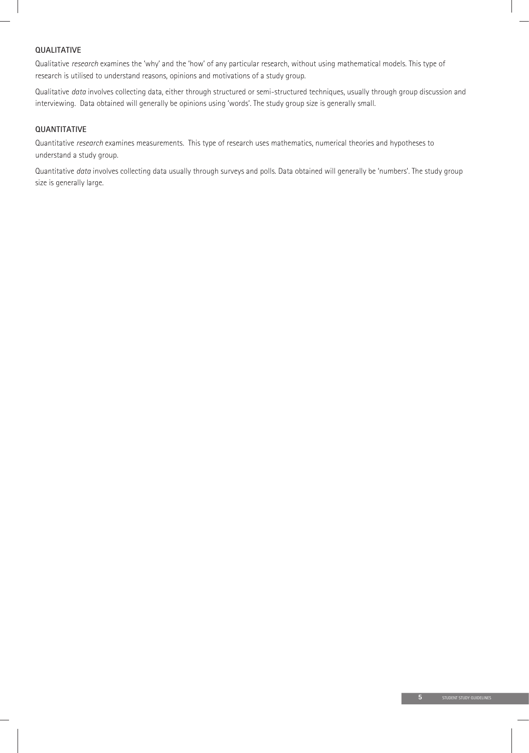### QUALITATIVE

Qualitative *research* examines the 'why' and the 'how' of any particular research, without using mathematical models. This type of research is utilised to understand reasons, opinions and motivations of a study group.

Qualitative *data* involves collecting data, either through structured or semi-structured techniques, usually through group discussion and interviewing. Data obtained will generally be opinions using 'words'. The study group size is generally small.

### QUANTITATIVE

Quantitative *research* examines measurements. This type of research uses mathematics, numerical theories and hypotheses to understand a study group.

Quantitative *data* involves collecting data usually through surveys and polls. Data obtained will generally be 'numbers'. The study group size is generally large.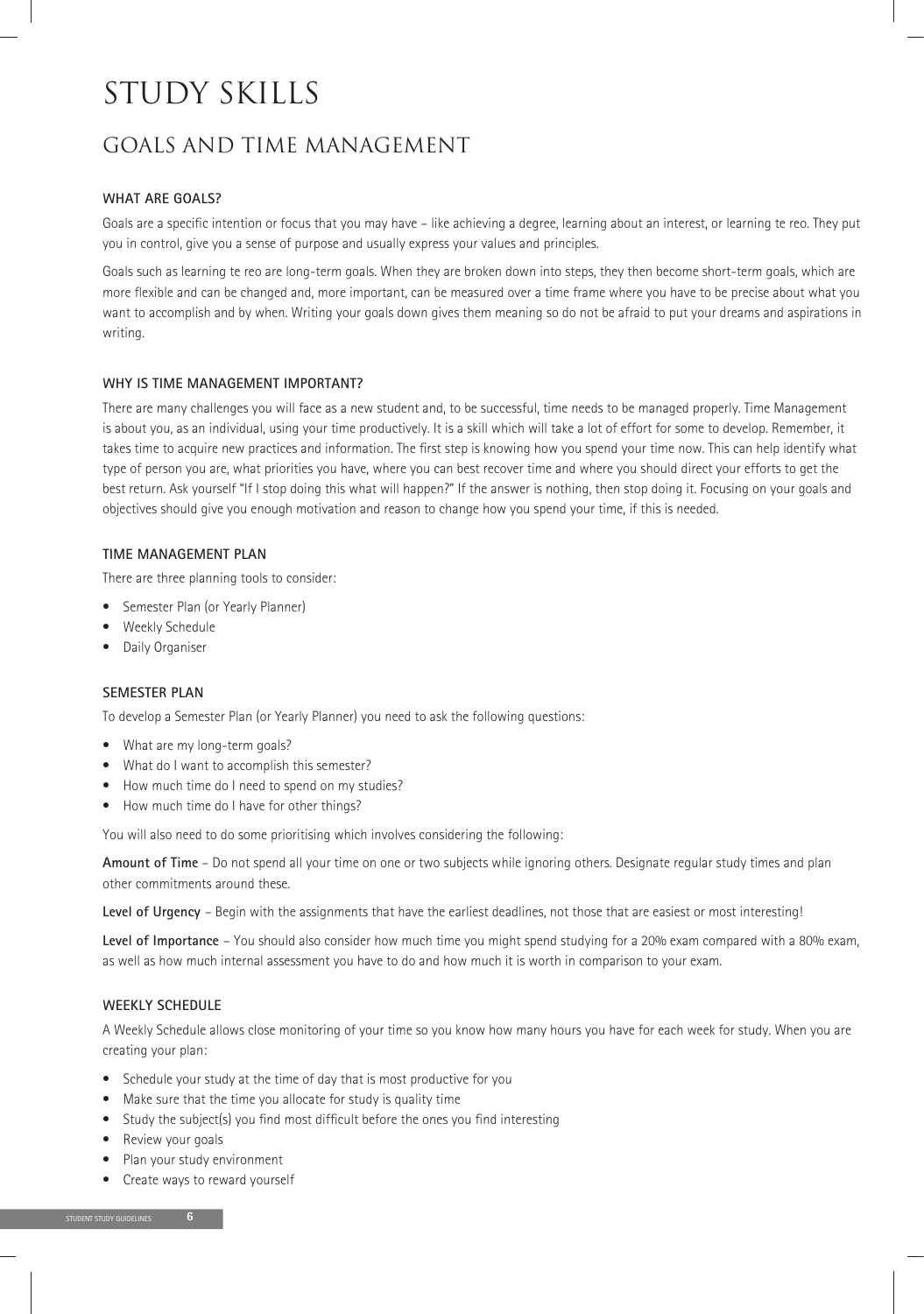# STUDY SKILLS

## GOALS AND TIME MANAGEMENT

### WHAT ARE GOALS?

Goals are a specific intention or focus that you may have – like achieving a degree, learning about an interest, or learning te reo. They put you in control, give you a sense of purpose and usually express your values and principles.

Goals such as learning te reo are long-term goals. When they are broken down into steps, they then become short-term goals, which are more flexible and can be changed and, more important, can be measured over a time frame where you have to be precise about what you want to accomplish and by when. Writing your goals down gives them meaning so do not be afraid to put your dreams and aspirations in writing.

### WHY IS TIME MANAGEMENT IMPORTANT?

There are many challenges you will face as a new student and, to be successful, time needs to be managed properly. Time Management is about you, as an individual, using your time productively. It is a skill which will take a lot of effort for some to develop. Remember, it takes time to acquire new practices and information. The first step is knowing how you spend your time now. This can help identify what type of person you are, what priorities you have, where you can best recover time and where you should direct your efforts to get the best return. Ask yourself "If I stop doing this what will happen?" If the answer is nothing, then stop doing it. Focusing on your goals and objectives should give you enough motivation and reason to change how you spend your time, if this is needed.

### TIME MANAGEMENT PLAN

There are three planning tools to consider:

- Semester Plan (or Yearly Planner)
- Weekly Schedule
- Daily Organiser

### SEMESTER PLAN

To develop a Semester Plan (or Yearly Planner) you need to ask the following questions:

- What are my long-term goals?
- What do I want to accomplish this semester?
- How much time do I need to spend on my studies?
- How much time do I have for other things?

You will also need to do some prioritising which involves considering the following:

**Amount of Time** – Do not spend all your time on one or two subjects while ignoring others. Designate regular study times and plan other commitments around these.

**Level of Urgency** – Begin with the assignments that have the earliest deadlines, not those that are easiest or most interesting!

**Level of Importance** – You should also consider how much time you might spend studying for a 20% exam compared with a 80% exam, as well as how much internal assessment you have to do and how much it is worth in comparison to your exam.

### WEEKLY SCHEDULE

A Weekly Schedule allows close monitoring of your time so you know how many hours you have for each week for study. When you are creating your plan:

- Schedule your study at the time of day that is most productive for you
- Make sure that the time you allocate for study is quality time
- Study the subject(s) you find most difficult before the ones you find interesting
- Review your goals
- Plan your study environment
- Create ways to reward yourself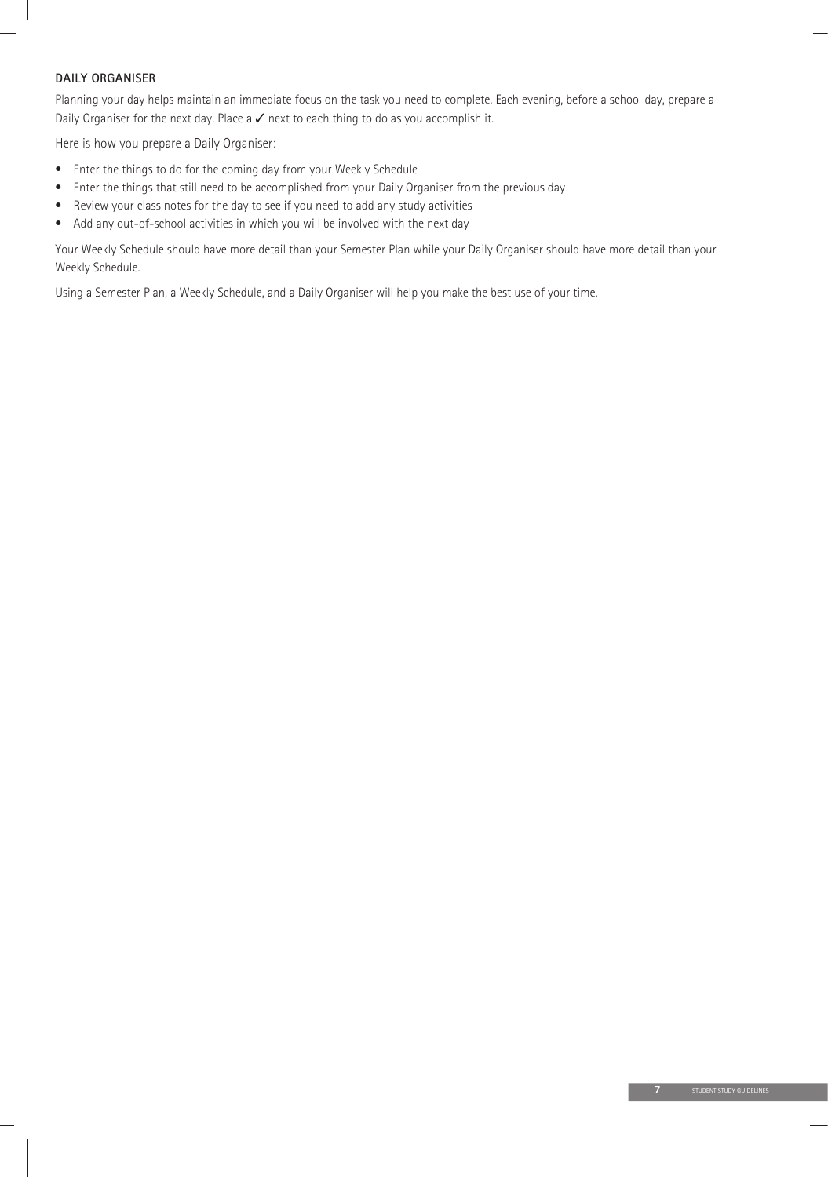### DAILY ORGANISER

Planning your day helps maintain an immediate focus on the task you need to complete. Each evening, before a school day, prepare a Daily Organiser for the next day. Place a ✓ next to each thing to do as you accomplish it.

Here is how you prepare a Daily Organiser:

- Enter the things to do for the coming day from your Weekly Schedule
- Enter the things that still need to be accomplished from your Daily Organiser from the previous day
- Review your class notes for the day to see if you need to add any study activities
- Add any out-of-school activities in which you will be involved with the next day

Your Weekly Schedule should have more detail than your Semester Plan while your Daily Organiser should have more detail than your Weekly Schedule.

Using a Semester Plan, a Weekly Schedule, and a Daily Organiser will help you make the best use of your time.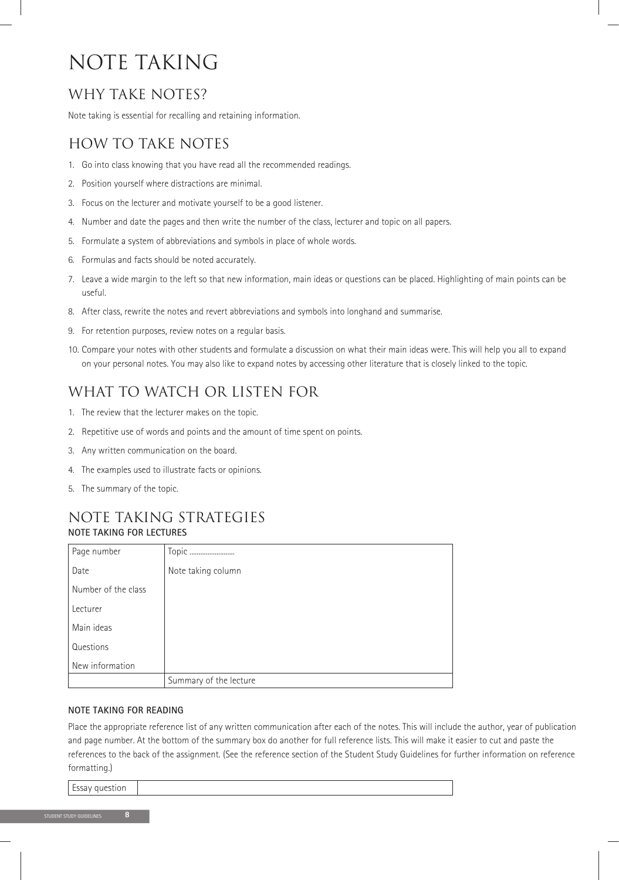# NOTE TAKING

## WHY TAKE NOTES?

Note taking is essential for recalling and retaining information.

## HOW TO TAKE NOTES

1. Go into class knowing that you have read all the recommended readings.
2. Position yourself where distractions are minimal.
3. Focus on the lecturer and motivate yourself to be a good listener.
4. Number and date the pages and then write the number of the class, lecturer and topic on all papers.
5. Formulate a system of abbreviations and symbols in place of whole words.
6. Formulas and facts should be noted accurately.
7. Leave a wide margin to the left so that new information, main ideas or questions can be placed. Highlighting of main points can be useful.
8. After class, rewrite the notes and revert abbreviations and symbols into longhand and summarise.
9. For retention purposes, review notes on a regular basis.
10. Compare your notes with other students and formulate a discussion on what their main ideas were. This will help you all to expand on your personal notes. You may also like to expand notes by accessing other literature that is closely linked to the topic.

## WHAT TO WATCH OR LISTEN FOR

1. The review that the lecturer makes on the topic.
2. Repetitive use of words and points and the amount of time spent on points.
3. Any written communication on the board.
4. The examples used to illustrate facts or opinions.
5. The summary of the topic.

## NOTE TAKING STRATEGIES

### NOTE TAKING FOR LECTURES

| Page number | Topic ......................... |
|---|---|
| Date | Note taking column |
| Number of the class | |
| Lecturer | |
| Main ideas | |
| Questions | |
| New information | |
| | Summary of the lecture |

### NOTE TAKING FOR READING

Place the appropriate reference list of any written communication after each of the notes. This will include the author, year of publication and page number. At the bottom of the summary box do another for full reference lists. This will make it easier to cut and paste the references to the back of the assignment. (See the reference section of the Student Study Guidelines for further information on reference formatting.)

| Essay question | |
|---|---|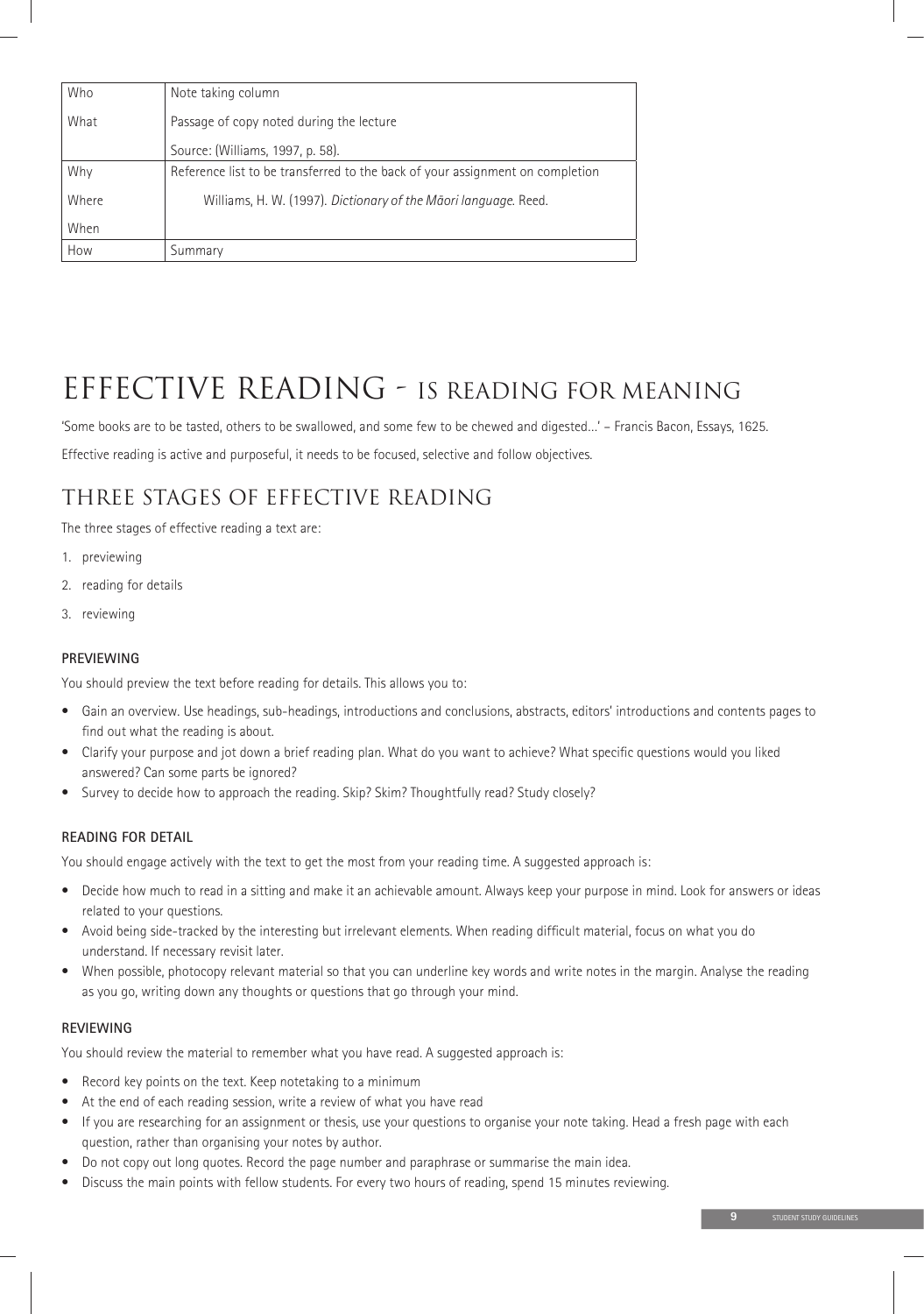| Who | Note taking column |
| --- | --- |
| What | Passage of copy noted during the lecture<br>Source: (Williams, 1997, p. 58). |
| Why<br>Where<br>When | Reference list to be transferred to the back of your assignment on completion<br>Williams, H. W. (1997). *Dictionary of the Māori language*. Reed. |
| How | Summary |

# EFFECTIVE READING - IS READING FOR MEANING

'Some books are to be tasted, others to be swallowed, and some few to be chewed and digested…' – Francis Bacon, Essays, 1625.

Effective reading is active and purposeful, it needs to be focused, selective and follow objectives.

## THREE STAGES OF EFFECTIVE READING

The three stages of effective reading a text are:

1. previewing
2. reading for details
3. reviewing

### PREVIEWING

You should preview the text before reading for details. This allows you to:

- Gain an overview. Use headings, sub-headings, introductions and conclusions, abstracts, editors' introductions and contents pages to find out what the reading is about.
- Clarify your purpose and jot down a brief reading plan. What do you want to achieve? What specific questions would you liked answered? Can some parts be ignored?
- Survey to decide how to approach the reading. Skip? Skim? Thoughtfully read? Study closely?

### READING FOR DETAIL

You should engage actively with the text to get the most from your reading time. A suggested approach is:

- Decide how much to read in a sitting and make it an achievable amount. Always keep your purpose in mind. Look for answers or ideas related to your questions.
- Avoid being side-tracked by the interesting but irrelevant elements. When reading difficult material, focus on what you do understand. If necessary revisit later.
- When possible, photocopy relevant material so that you can underline key words and write notes in the margin. Analyse the reading as you go, writing down any thoughts or questions that go through your mind.

### REVIEWING

You should review the material to remember what you have read. A suggested approach is:

- Record key points on the text. Keep notetaking to a minimum
- At the end of each reading session, write a review of what you have read
- If you are researching for an assignment or thesis, use your questions to organise your note taking. Head a fresh page with each question, rather than organising your notes by author.
- Do not copy out long quotes. Record the page number and paraphrase or summarise the main idea.
- Discuss the main points with fellow students. For every two hours of reading, spend 15 minutes reviewing.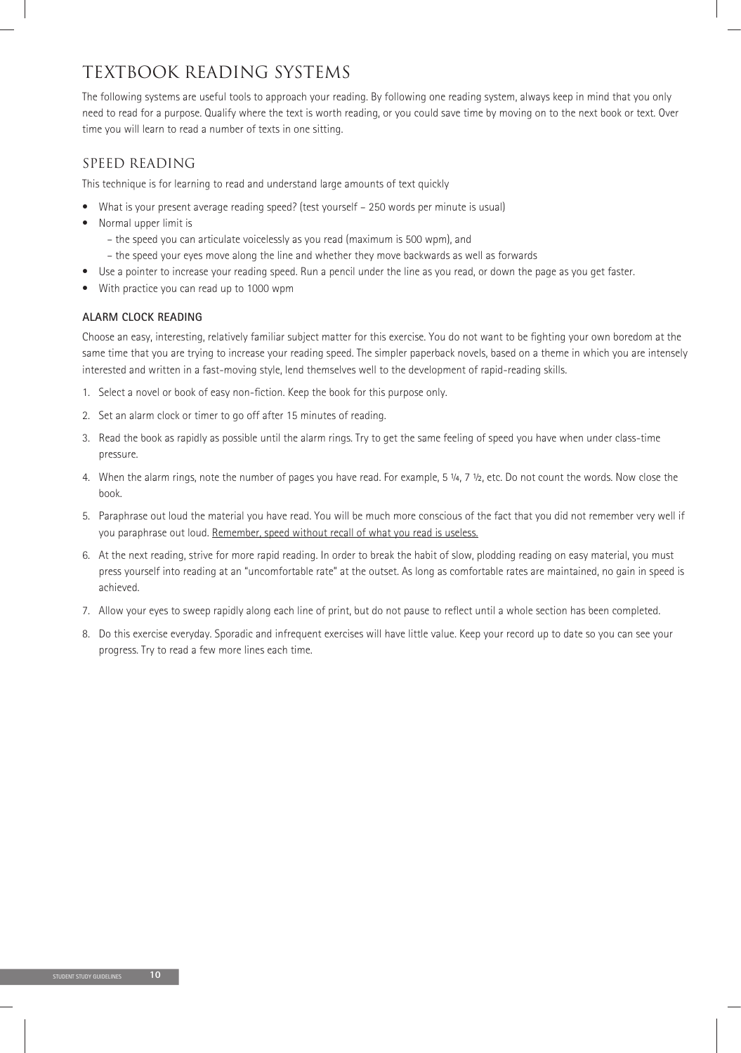# TEXTBOOK READING SYSTEMS

The following systems are useful tools to approach your reading. By following one reading system, always keep in mind that you only need to read for a purpose. Qualify where the text is worth reading, or you could save time by moving on to the next book or text. Over time you will learn to read a number of texts in one sitting.

## SPEED READING

This technique is for learning to read and understand large amounts of text quickly

- What is your present average reading speed? (test yourself – 250 words per minute is usual)
- Normal upper limit is
  - the speed you can articulate voicelessly as you read (maximum is 500 wpm), and
  - the speed your eyes move along the line and whether they move backwards as well as forwards
- Use a pointer to increase your reading speed. Run a pencil under the line as you read, or down the page as you get faster.
- With practice you can read up to 1000 wpm

### ALARM CLOCK READING

Choose an easy, interesting, relatively familiar subject matter for this exercise. You do not want to be fighting your own boredom at the same time that you are trying to increase your reading speed. The simpler paperback novels, based on a theme in which you are intensely interested and written in a fast-moving style, lend themselves well to the development of rapid-reading skills.

1. Select a novel or book of easy non-fiction. Keep the book for this purpose only.
2. Set an alarm clock or timer to go off after 15 minutes of reading.
3. Read the book as rapidly as possible until the alarm rings. Try to get the same feeling of speed you have when under class-time pressure.
4. When the alarm rings, note the number of pages you have read. For example, 5 ¼, 7 ½, etc. Do not count the words. Now close the book.
5. Paraphrase out loud the material you have read. You will be much more conscious of the fact that you did not remember very well if you paraphrase out loud. <u>Remember, speed without recall of what you read is useless.</u>
6. At the next reading, strive for more rapid reading. In order to break the habit of slow, plodding reading on easy material, you must press yourself into reading at an "uncomfortable rate" at the outset. As long as comfortable rates are maintained, no gain in speed is achieved.
7. Allow your eyes to sweep rapidly along each line of print, but do not pause to reflect until a whole section has been completed.
8. Do this exercise everyday. Sporadic and infrequent exercises will have little value. Keep your record up to date so you can see your progress. Try to read a few more lines each time.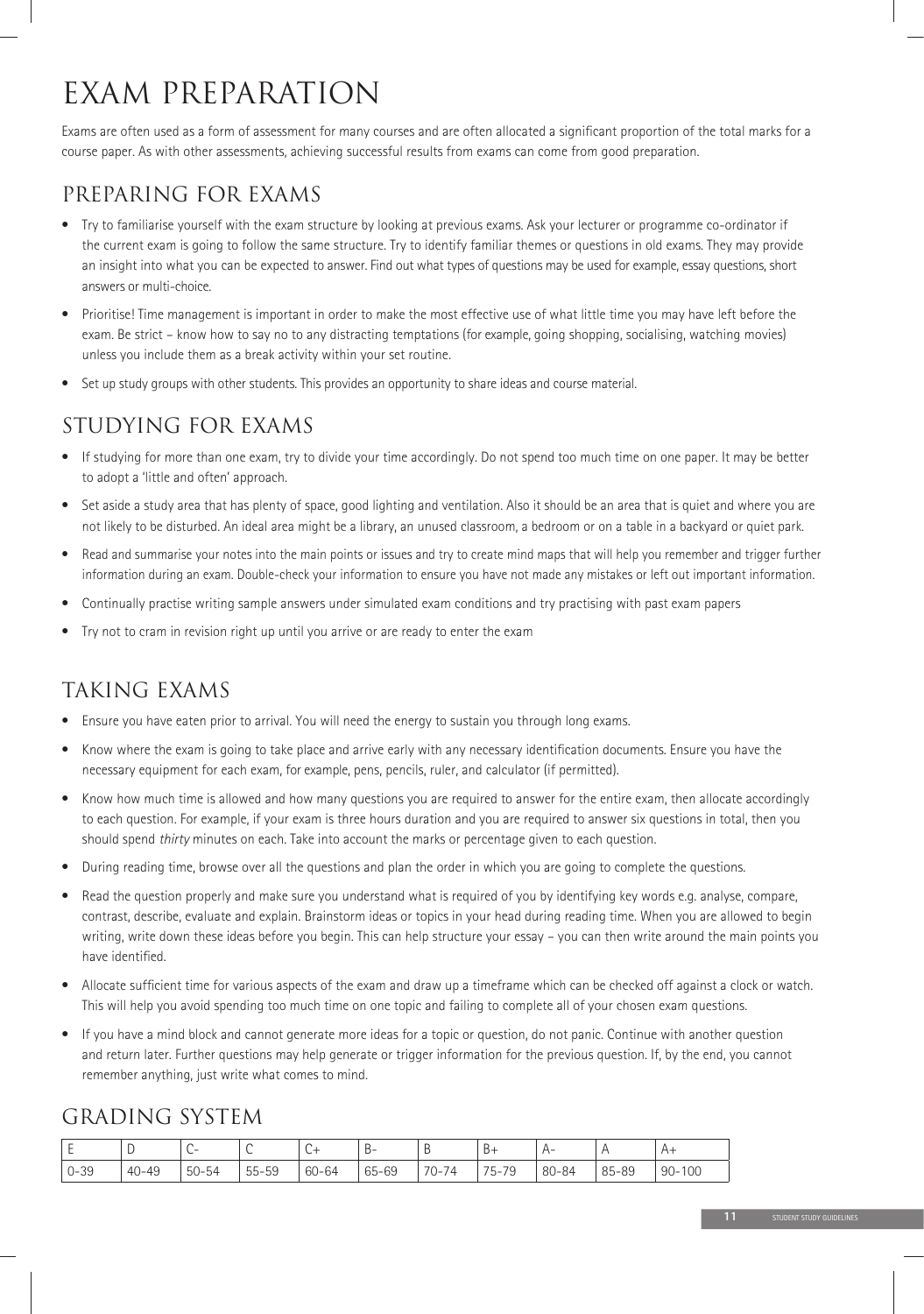# EXAM PREPARATION

Exams are often used as a form of assessment for many courses and are often allocated a significant proportion of the total marks for a course paper. As with other assessments, achieving successful results from exams can come from good preparation.

## PREPARING FOR EXAMS

- Try to familiarise yourself with the exam structure by looking at previous exams. Ask your lecturer or programme co-ordinator if the current exam is going to follow the same structure. Try to identify familiar themes or questions in old exams. They may provide an insight into what you can be expected to answer. Find out what types of questions may be used for example, essay questions, short answers or multi-choice.
- Prioritise! Time management is important in order to make the most effective use of what little time you may have left before the exam. Be strict – know how to say no to any distracting temptations (for example, going shopping, socialising, watching movies) unless you include them as a break activity within your set routine.
- Set up study groups with other students. This provides an opportunity to share ideas and course material.

## STUDYING FOR EXAMS

- If studying for more than one exam, try to divide your time accordingly. Do not spend too much time on one paper. It may be better to adopt a 'little and often' approach.
- Set aside a study area that has plenty of space, good lighting and ventilation. Also it should be an area that is quiet and where you are not likely to be disturbed. An ideal area might be a library, an unused classroom, a bedroom or on a table in a backyard or quiet park.
- Read and summarise your notes into the main points or issues and try to create mind maps that will help you remember and trigger further information during an exam. Double-check your information to ensure you have not made any mistakes or left out important information.
- Continually practise writing sample answers under simulated exam conditions and try practising with past exam papers
- Try not to cram in revision right up until you arrive or are ready to enter the exam

## TAKING EXAMS

- Ensure you have eaten prior to arrival. You will need the energy to sustain you through long exams.
- Know where the exam is going to take place and arrive early with any necessary identification documents. Ensure you have the necessary equipment for each exam, for example, pens, pencils, ruler, and calculator (if permitted).
- Know how much time is allowed and how many questions you are required to answer for the entire exam, then allocate accordingly to each question. For example, if your exam is three hours duration and you are required to answer six questions in total, then you should spend *thirty* minutes on each. Take into account the marks or percentage given to each question.
- During reading time, browse over all the questions and plan the order in which you are going to complete the questions.
- Read the question properly and make sure you understand what is required of you by identifying key words e.g. analyse, compare, contrast, describe, evaluate and explain. Brainstorm ideas or topics in your head during reading time. When you are allowed to begin writing, write down these ideas before you begin. This can help structure your essay – you can then write around the main points you have identified.
- Allocate sufficient time for various aspects of the exam and draw up a timeframe which can be checked off against a clock or watch. This will help you avoid spending too much time on one topic and failing to complete all of your chosen exam questions.
- If you have a mind block and cannot generate more ideas for a topic or question, do not panic. Continue with another question and return later. Further questions may help generate or trigger information for the previous question. If, by the end, you cannot remember anything, just write what comes to mind.

## GRADING SYSTEM

| E | D | C- | C | C+ | B- | B | B+ | A- | A | A+ |
|---|---|---|---|---|---|---|---|---|---|---|
| 0-39 | 40-49 | 50-54 | 55-59 | 60-64 | 65-69 | 70-74 | 75-79 | 80-84 | 85-89 | 90-100 |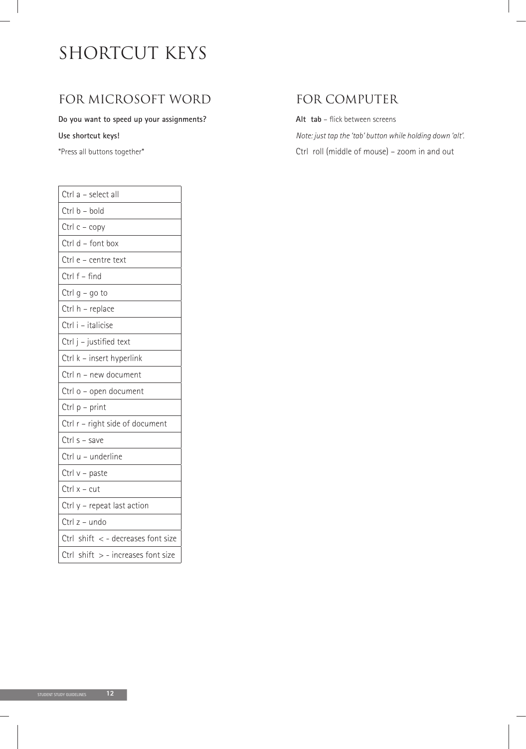# SHORTCUT KEYS

## FOR MICROSOFT WORD

**Do you want to speed up your assignments?**

**Use shortcut keys!**

*Press all buttons together*

| Ctrl a – select all |
|---|
| Ctrl b – bold |
| Ctrl c – copy |
| Ctrl d – font box |
| Ctrl e – centre text |
| Ctrl f – find |
| Ctrl g – go to |
| Ctrl h – replace |
| Ctrl i – italicise |
| Ctrl j – justified text |
| Ctrl k – insert hyperlink |
| Ctrl n – new document |
| Ctrl o – open document |
| Ctrl p – print |
| Ctrl r – right side of document |
| Ctrl s – save |
| Ctrl u – underline |
| Ctrl v – paste |
| Ctrl x – cut |
| Ctrl y – repeat last action |
| Ctrl z – undo |
| Ctrl shift < - decreases font size |
| Ctrl shift > - increases font size |

## FOR COMPUTER

**Alt tab** – flick between screens

*Note: just tap the 'tab' button while holding down 'alt'.*

Ctrl roll (middle of mouse) – zoom in and out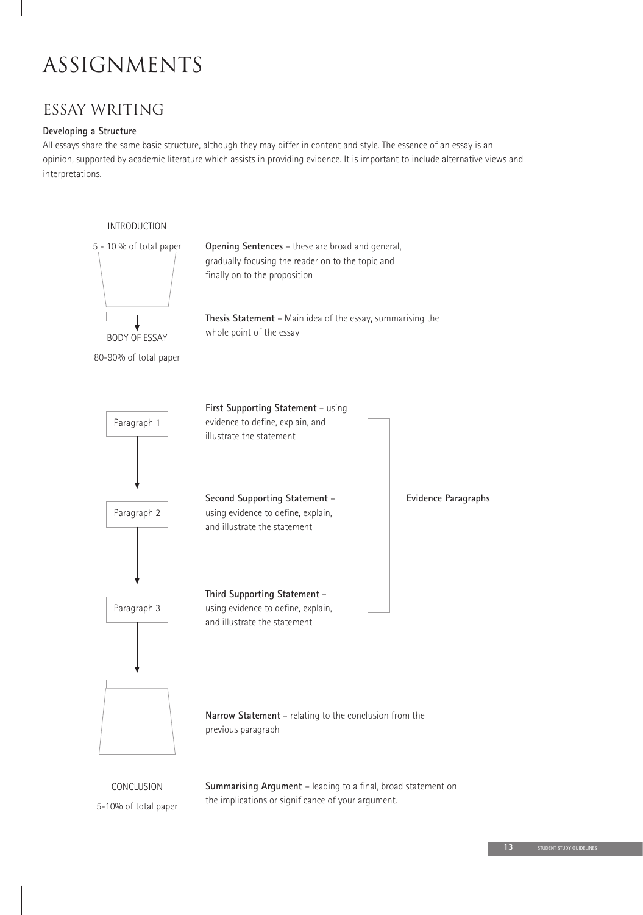# ASSIGNMENTS

## ESSAY WRITING

**Developing a Structure**

All essays share the same basic structure, although they may differ in content and style. The essence of an essay is an opinion, supported by academic literature which assists in providing evidence. It is important to include alternative views and interpretations.

INTRODUCTION

5 - 10 % of total paper

**Opening Sentences** – these are broad and general, gradually focusing the reader on to the topic and finally on to the proposition

**Thesis Statement** – Main idea of the essay, summarising the whole point of the essay

BODY OF ESSAY

80-90% of total paper

**Evidence Paragraphs**

Paragraph 1

**First Supporting Statement** – using evidence to define, explain, and illustrate the statement

Paragraph 2

**Second Supporting Statement** – using evidence to define, explain, and illustrate the statement

Paragraph 3

**Third Supporting Statement** – using evidence to define, explain, and illustrate the statement

**Narrow Statement** – relating to the conclusion from the previous paragraph

CONCLUSION

5-10% of total paper

**Summarising Argument** – leading to a final, broad statement on the implications or significance of your argument.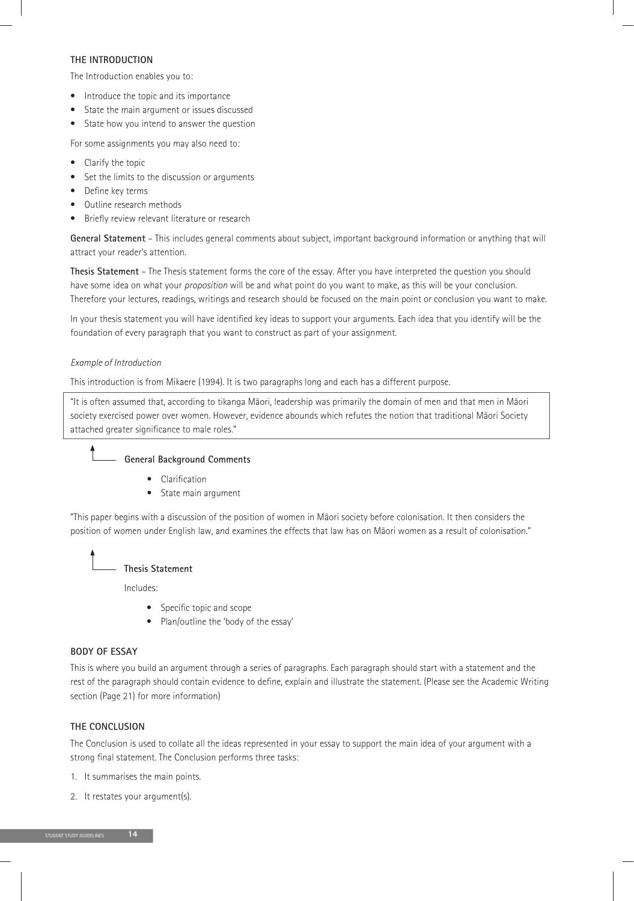### THE INTRODUCTION

The Introduction enables you to:

- Introduce the topic and its importance
- State the main argument or issues discussed
- State how you intend to answer the question

For some assignments you may also need to:

- Clarify the topic
- Set the limits to the discussion or arguments
- Define key terms
- Outline research methods
- Briefly review relevant literature or research

**General Statement** – This includes general comments about subject, important background information or anything that will attract your reader's attention.

**Thesis Statement** – The Thesis statement forms the core of the essay. After you have interpreted the question you should have some idea on what your *proposition* will be and what point do you want to make, as this will be your conclusion. Therefore your lectures, readings, writings and research should be focused on the main point or conclusion you want to make.

In your thesis statement you will have identified key ideas to support your arguments. Each idea that you identify will be the foundation of every paragraph that you want to construct as part of your assignment.

*Example of Introduction*

This introduction is from Mikaere (1994). It is two paragraphs long and each has a different purpose.

> "It is often assumed that, according to tikanga Māori, leadership was primarily the domain of men and that men in Māori society exercised power over women. However, evidence abounds which refutes the notion that traditional Māori Society attached greater significance to male roles."

**General Background Comments**

- Clarification
- State main argument

"This paper begins with a discussion of the position of women in Māori society before colonisation. It then considers the position of women under English law, and examines the effects that law has on Māori women as a result of colonisation."

**Thesis Statement**

Includes:

- Specific topic and scope
- Plan/outline the 'body of the essay'

### BODY OF ESSAY

This is where you build an argument through a series of paragraphs. Each paragraph should start with a statement and the rest of the paragraph should contain evidence to define, explain and illustrate the statement. (Please see the Academic Writing section (Page 21) for more information)

### THE CONCLUSION

The Conclusion is used to collate all the ideas represented in your essay to support the main idea of your argument with a strong final statement. The Conclusion performs three tasks:

1. It summarises the main points.
2. It restates your argument(s).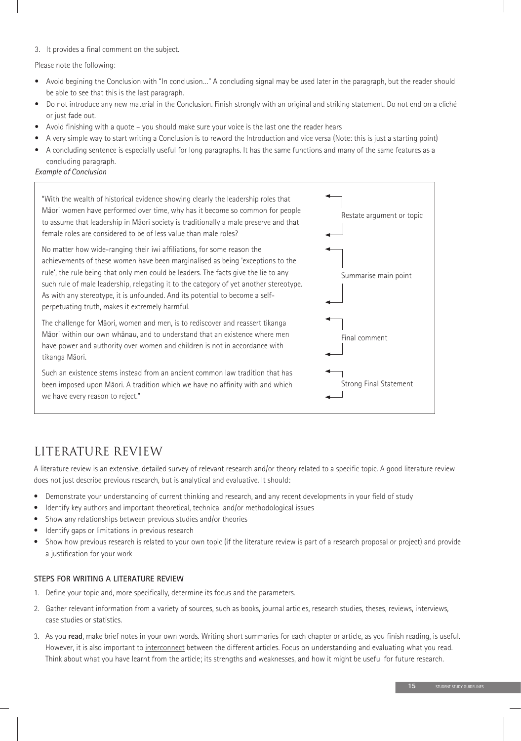3. It provides a final comment on the subject.

Please note the following:

- Avoid begining the Conclusion with "In conclusion..." A concluding signal may be used later in the paragraph, but the reader should be able to see that this is the last paragraph.
- Do not introduce any new material in the Conclusion. Finish strongly with an original and striking statement. Do not end on a cliché or just fade out.
- Avoid finishing with a quote – you should make sure your voice is the last one the reader hears
- A very simple way to start writing a Conclusion is to reword the Introduction and vice versa (Note: this is just a starting point)
- A concluding sentence is especially useful for long paragraphs. It has the same functions and many of the same features as a concluding paragraph.

*Example of Conclusion*

| | |
|---|---|
| "With the wealth of historical evidence showing clearly the leadership roles that Māori women have performed over time, why has it become so common for people to assume that leadership in Māori society is traditionally a male preserve and that female roles are considered to be of less value than male roles? | Restate argument or topic |
| No matter how wide-ranging their iwi affiliations, for some reason the achievements of these women have been marginalised as being 'exceptions to the rule', the rule being that only men could be leaders. The facts give the lie to any such rule of male leadership, relegating it to the category of yet another stereotype. As with any stereotype, it is unfounded. And its potential to become a self-perpetuating truth, makes it extremely harmful. | Summarise main point |
| The challenge for Māori, women and men, is to rediscover and reassert tikanga Māori within our own whānau, and to understand that an existence where men have power and authority over women and children is not in accordance with tikanga Māori. | Final comment |
| Such an existence stems instead from an ancient common law tradition that has been imposed upon Māori. A tradition which we have no affinity with and which we have every reason to reject." | Strong Final Statement |

## LITERATURE REVIEW

A literature review is an extensive, detailed survey of relevant research and/or theory related to a specific topic. A good literature review does not just describe previous research, but is analytical and evaluative. It should:

- Demonstrate your understanding of current thinking and research, and any recent developments in your field of study
- Identify key authors and important theoretical, technical and/or methodological issues
- Show any relationships between previous studies and/or theories
- Identify gaps or limitations in previous research
- Show how previous research is related to your own topic (if the literature review is part of a research proposal or project) and provide a justification for your work

### STEPS FOR WRITING A LITERATURE REVIEW

1. Define your topic and, more specifically, determine its focus and the parameters.
2. Gather relevant information from a variety of sources, such as books, journal articles, research studies, theses, reviews, interviews, case studies or statistics.
3. As you **read**, make brief notes in your own words. Writing short summaries for each chapter or article, as you finish reading, is useful. However, it is also important to interconnect between the different articles. Focus on understanding and evaluating what you read. Think about what you have learnt from the article; its strengths and weaknesses, and how it might be useful for future research.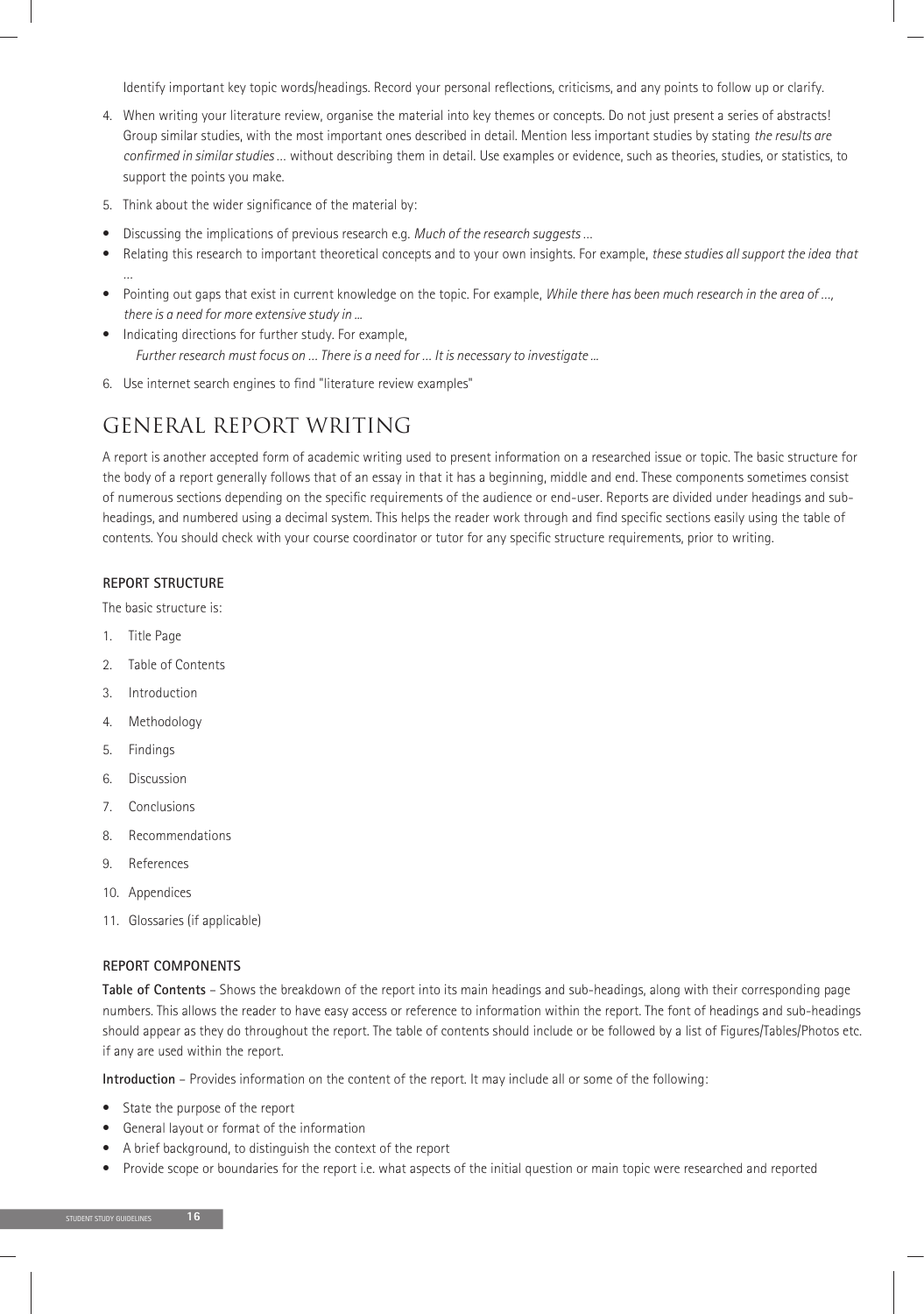Identify important key topic words/headings. Record your personal reflections, criticisms, and any points to follow up or clarify.

4. When writing your literature review, organise the material into key themes or concepts. Do not just present a series of abstracts! Group similar studies, with the most important ones described in detail. Mention less important studies by stating *the results are confirmed in similar studies …* without describing them in detail. Use examples or evidence, such as theories, studies, or statistics, to support the points you make.
5. Think about the wider significance of the material by:

- Discussing the implications of previous research e.g. *Much of the research suggests …*
- Relating this research to important theoretical concepts and to your own insights. For example, *these studies all support the idea that …*
- Pointing out gaps that exist in current knowledge on the topic. For example, *While there has been much research in the area of …, there is a need for more extensive study in …*
- Indicating directions for further study. For example,
  *Further research must focus on … There is a need for … It is necessary to investigate …*

6. Use internet search engines to find "literature review examples"

# GENERAL REPORT WRITING

A report is another accepted form of academic writing used to present information on a researched issue or topic. The basic structure for the body of a report generally follows that of an essay in that it has a beginning, middle and end. These components sometimes consist of numerous sections depending on the specific requirements of the audience or end-user. Reports are divided under headings and sub-headings, and numbered using a decimal system. This helps the reader work through and find specific sections easily using the table of contents. You should check with your course coordinator or tutor for any specific structure requirements, prior to writing.

### REPORT STRUCTURE

The basic structure is:

1. Title Page
2. Table of Contents
3. Introduction
4. Methodology
5. Findings
6. Discussion
7. Conclusions
8. Recommendations
9. References
10. Appendices
11. Glossaries (if applicable)

### REPORT COMPONENTS

**Table of Contents** – Shows the breakdown of the report into its main headings and sub-headings, along with their corresponding page numbers. This allows the reader to have easy access or reference to information within the report. The font of headings and sub-headings should appear as they do throughout the report. The table of contents should include or be followed by a list of Figures/Tables/Photos etc. if any are used within the report.

**Introduction** – Provides information on the content of the report. It may include all or some of the following:

- State the purpose of the report
- General layout or format of the information
- A brief background, to distinguish the context of the report
- Provide scope or boundaries for the report i.e. what aspects of the initial question or main topic were researched and reported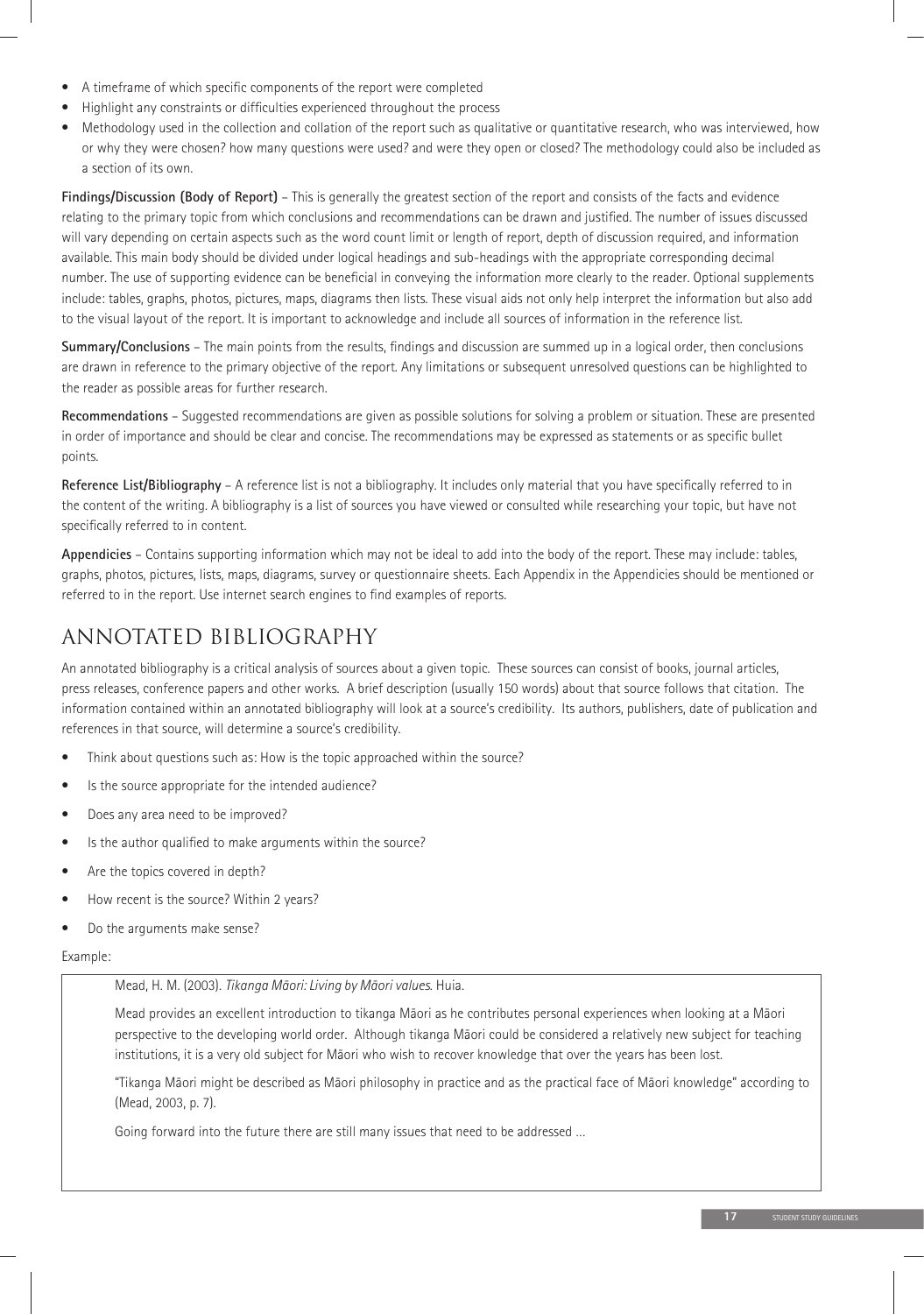- A timeframe of which specific components of the report were completed
- Highlight any constraints or difficulties experienced throughout the process
- Methodology used in the collection and collation of the report such as qualitative or quantitative research, who was interviewed, how or why they were chosen? how many questions were used? and were they open or closed? The methodology could also be included as a section of its own.

**Findings/Discussion (Body of Report)** – This is generally the greatest section of the report and consists of the facts and evidence relating to the primary topic from which conclusions and recommendations can be drawn and justified. The number of issues discussed will vary depending on certain aspects such as the word count limit or length of report, depth of discussion required, and information available. This main body should be divided under logical headings and sub-headings with the appropriate corresponding decimal number. The use of supporting evidence can be beneficial in conveying the information more clearly to the reader. Optional supplements include: tables, graphs, photos, pictures, maps, diagrams then lists. These visual aids not only help interpret the information but also add to the visual layout of the report. It is important to acknowledge and include all sources of information in the reference list.

**Summary/Conclusions** – The main points from the results, findings and discussion are summed up in a logical order, then conclusions are drawn in reference to the primary objective of the report. Any limitations or subsequent unresolved questions can be highlighted to the reader as possible areas for further research.

**Recommendations** – Suggested recommendations are given as possible solutions for solving a problem or situation. These are presented in order of importance and should be clear and concise. The recommendations may be expressed as statements or as specific bullet points.

**Reference List/Bibliography** – A reference list is not a bibliography. It includes only material that you have specifically referred to in the content of the writing. A bibliography is a list of sources you have viewed or consulted while researching your topic, but have not specifically referred to in content.

**Appendicies** – Contains supporting information which may not be ideal to add into the body of the report. These may include: tables, graphs, photos, pictures, lists, maps, diagrams, survey or questionnaire sheets. Each Appendix in the Appendicies should be mentioned or referred to in the report. Use internet search engines to find examples of reports.

## ANNOTATED BIBLIOGRAPHY

An annotated bibliography is a critical analysis of sources about a given topic. These sources can consist of books, journal articles, press releases, conference papers and other works. A brief description (usually 150 words) about that source follows that citation. The information contained within an annotated bibliography will look at a source's credibility. Its authors, publishers, date of publication and references in that source, will determine a source's credibility.

- Think about questions such as: How is the topic approached within the source?
- Is the source appropriate for the intended audience?
- Does any area need to be improved?
- Is the author qualified to make arguments within the source?
- Are the topics covered in depth?
- How recent is the source? Within 2 years?
- Do the arguments make sense?

Example:

> Mead, H. M. (2003). *Tikanga Māori: Living by Māori values*. Huia.
>
> Mead provides an excellent introduction to tikanga Māori as he contributes personal experiences when looking at a Māori perspective to the developing world order. Although tikanga Māori could be considered a relatively new subject for teaching institutions, it is a very old subject for Māori who wish to recover knowledge that over the years has been lost.
>
> "Tikanga Māori might be described as Māori philosophy in practice and as the practical face of Māori knowledge" according to (Mead, 2003, p. 7).
>
> Going forward into the future there are still many issues that need to be addressed ...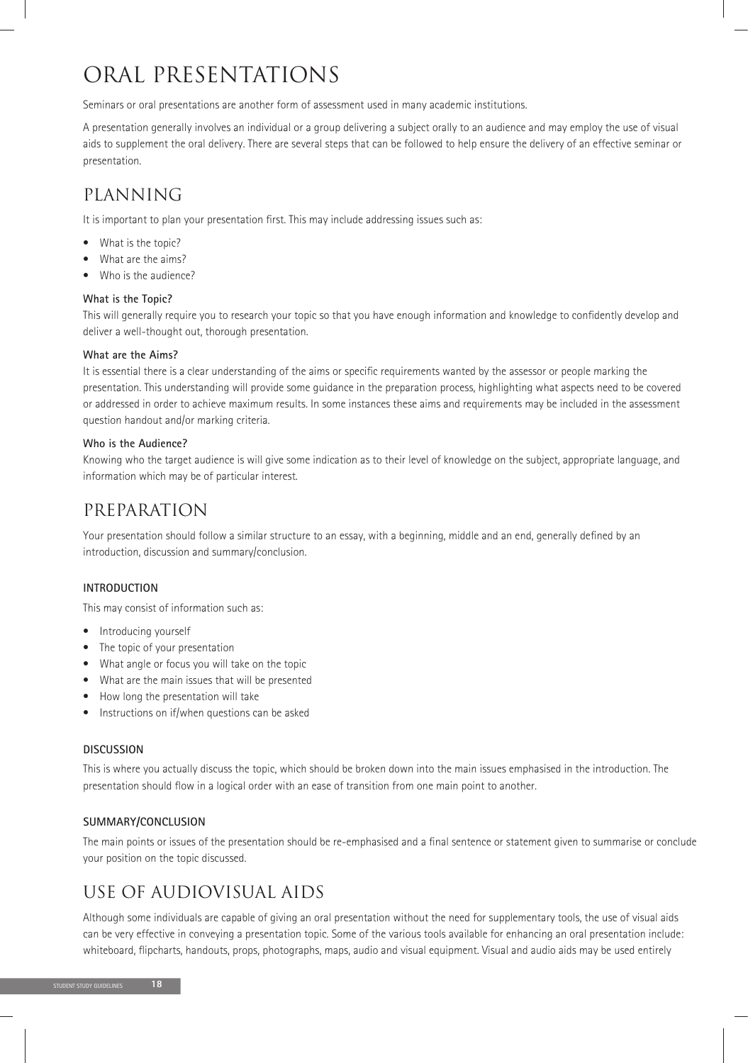# ORAL PRESENTATIONS

Seminars or oral presentations are another form of assessment used in many academic institutions.

A presentation generally involves an individual or a group delivering a subject orally to an audience and may employ the use of visual aids to supplement the oral delivery. There are several steps that can be followed to help ensure the delivery of an effective seminar or presentation.

## PLANNING

It is important to plan your presentation first. This may include addressing issues such as:

- What is the topic?
- What are the aims?
- Who is the audience?

**What is the Topic?**
This will generally require you to research your topic so that you have enough information and knowledge to confidently develop and deliver a well-thought out, thorough presentation.

**What are the Aims?**
It is essential there is a clear understanding of the aims or specific requirements wanted by the assessor or people marking the presentation. This understanding will provide some guidance in the preparation process, highlighting what aspects need to be covered or addressed in order to achieve maximum results. In some instances these aims and requirements may be included in the assessment question handout and/or marking criteria.

**Who is the Audience?**
Knowing who the target audience is will give some indication as to their level of knowledge on the subject, appropriate language, and information which may be of particular interest.

## PREPARATION

Your presentation should follow a similar structure to an essay, with a beginning, middle and an end, generally defined by an introduction, discussion and summary/conclusion.

### INTRODUCTION

This may consist of information such as:

- Introducing yourself
- The topic of your presentation
- What angle or focus you will take on the topic
- What are the main issues that will be presented
- How long the presentation will take
- Instructions on if/when questions can be asked

### DISCUSSION

This is where you actually discuss the topic, which should be broken down into the main issues emphasised in the introduction. The presentation should flow in a logical order with an ease of transition from one main point to another.

### SUMMARY/CONCLUSION

The main points or issues of the presentation should be re-emphasised and a final sentence or statement given to summarise or conclude your position on the topic discussed.

## USE OF AUDIOVISUAL AIDS

Although some individuals are capable of giving an oral presentation without the need for supplementary tools, the use of visual aids can be very effective in conveying a presentation topic. Some of the various tools available for enhancing an oral presentation include: whiteboard, flipcharts, handouts, props, photographs, maps, audio and visual equipment. Visual and audio aids may be used entirely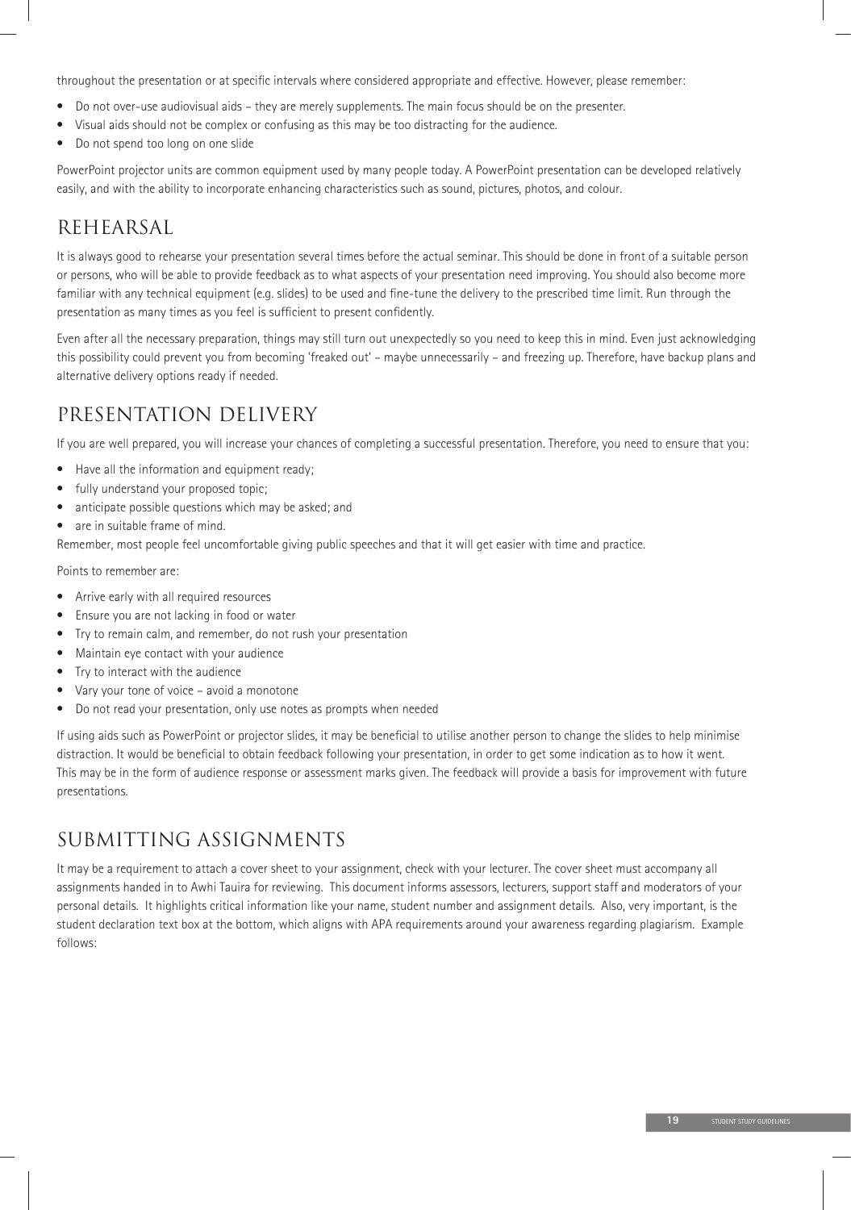throughout the presentation or at specific intervals where considered appropriate and effective. However, please remember:

- Do not over-use audiovisual aids – they are merely supplements. The main focus should be on the presenter.
- Visual aids should not be complex or confusing as this may be too distracting for the audience.
- Do not spend too long on one slide

PowerPoint projector units are common equipment used by many people today. A PowerPoint presentation can be developed relatively easily, and with the ability to incorporate enhancing characteristics such as sound, pictures, photos, and colour.

## REHEARSAL

It is always good to rehearse your presentation several times before the actual seminar. This should be done in front of a suitable person or persons, who will be able to provide feedback as to what aspects of your presentation need improving. You should also become more familiar with any technical equipment (e.g. slides) to be used and fine-tune the delivery to the prescribed time limit. Run through the presentation as many times as you feel is sufficient to present confidently.

Even after all the necessary preparation, things may still turn out unexpectedly so you need to keep this in mind. Even just acknowledging this possibility could prevent you from becoming 'freaked out' – maybe unnecessarily – and freezing up. Therefore, have backup plans and alternative delivery options ready if needed.

## PRESENTATION DELIVERY

If you are well prepared, you will increase your chances of completing a successful presentation. Therefore, you need to ensure that you:

- Have all the information and equipment ready;
- fully understand your proposed topic;
- anticipate possible questions which may be asked; and
- are in suitable frame of mind.

Remember, most people feel uncomfortable giving public speeches and that it will get easier with time and practice.

Points to remember are:

- Arrive early with all required resources
- Ensure you are not lacking in food or water
- Try to remain calm, and remember, do not rush your presentation
- Maintain eye contact with your audience
- Try to interact with the audience
- Vary your tone of voice – avoid a monotone
- Do not read your presentation, only use notes as prompts when needed

If using aids such as PowerPoint or projector slides, it may be beneficial to utilise another person to change the slides to help minimise distraction. It would be beneficial to obtain feedback following your presentation, in order to get some indication as to how it went. This may be in the form of audience response or assessment marks given. The feedback will provide a basis for improvement with future presentations.

## SUBMITTING ASSIGNMENTS

It may be a requirement to attach a cover sheet to your assignment, check with your lecturer. The cover sheet must accompany all assignments handed in to Awhi Tauira for reviewing. This document informs assessors, lecturers, support staff and moderators of your personal details. It highlights critical information like your name, student number and assignment details. Also, very important, is the student declaration text box at the bottom, which aligns with APA requirements around your awareness regarding plagiarism. Example follows: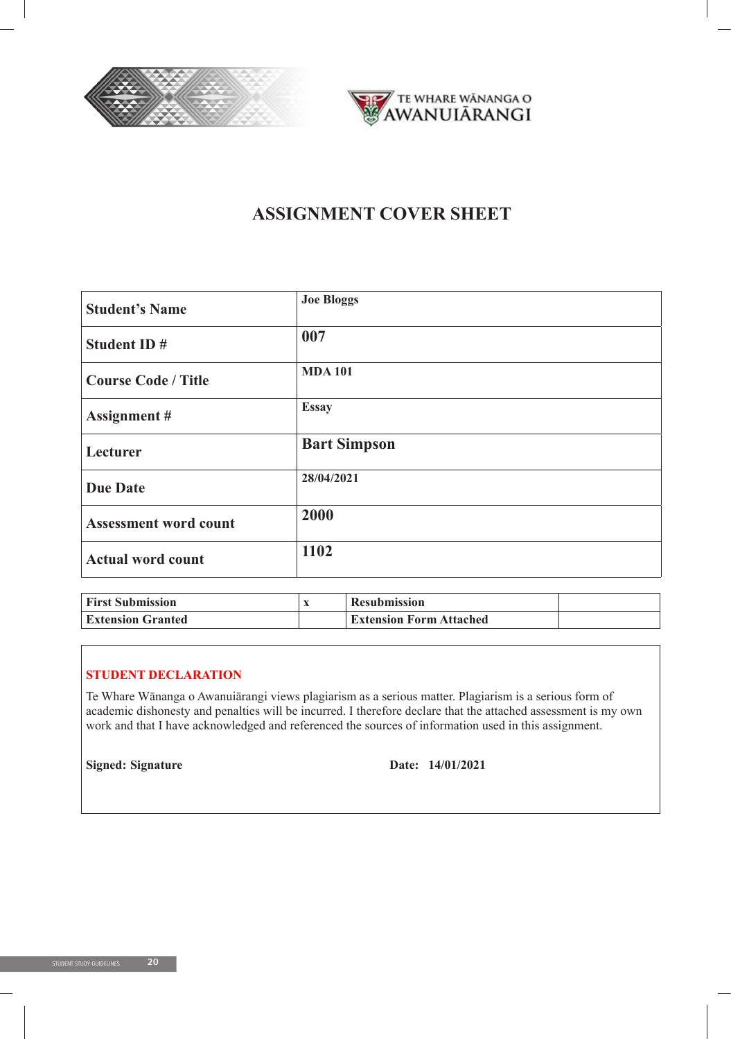TE WHARE WĀNANGA O AWANUIĀRANGI

# ASSIGNMENT COVER SHEET

| | |
|---|---|
| **Student's Name** | **Joe Bloggs** |
| **Student ID #** | **007** |
| **Course Code / Title** | **MDA 101** |
| **Assignment #** | **Essay** |
| **Lecturer** | **Bart Simpson** |
| **Due Date** | **28/04/2021** |
| **Assessment word count** | **2000** |
| **Actual word count** | **1102** |

| | | | |
|---|---|---|---|
| **First Submission** | **x** | **Resubmission** | |
| **Extension Granted** | | **Extension Form Attached** | |

**STUDENT DECLARATION**

Te Whare Wānanga o Awanuiārangi views plagiarism as a serious matter. Plagiarism is a serious form of academic dishonesty and penalties will be incurred. I therefore declare that the attached assessment is my own work and that I have acknowledged and referenced the sources of information used in this assignment.

**Signed: Signature** **Date: 14/01/2021**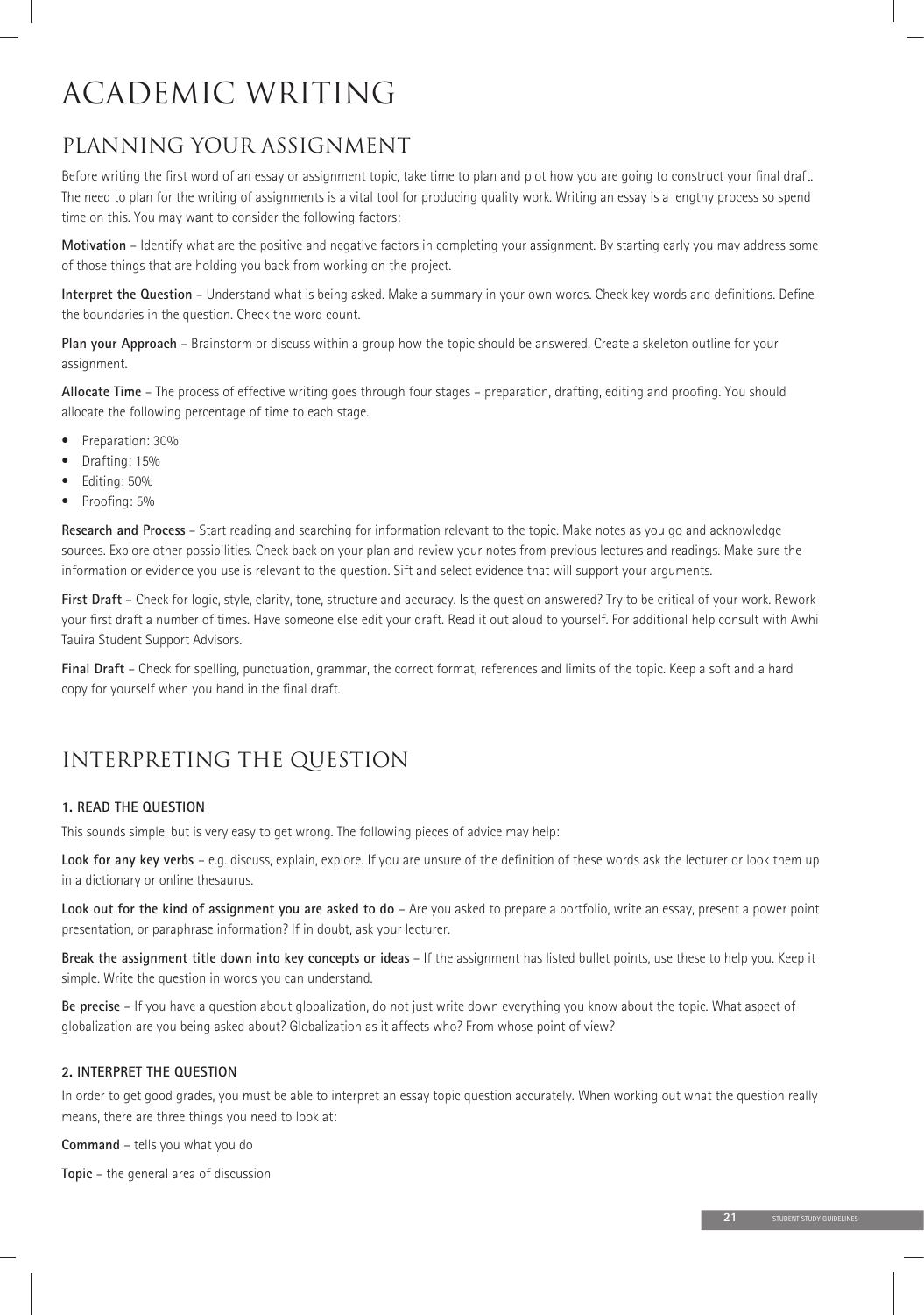# ACADEMIC WRITING

## PLANNING YOUR ASSIGNMENT

Before writing the first word of an essay or assignment topic, take time to plan and plot how you are going to construct your final draft. The need to plan for the writing of assignments is a vital tool for producing quality work. Writing an essay is a lengthy process so spend time on this. You may want to consider the following factors:

**Motivation** – Identify what are the positive and negative factors in completing your assignment. By starting early you may address some of those things that are holding you back from working on the project.

**Interpret the Question** – Understand what is being asked. Make a summary in your own words. Check key words and definitions. Define the boundaries in the question. Check the word count.

**Plan your Approach** – Brainstorm or discuss within a group how the topic should be answered. Create a skeleton outline for your assignment.

**Allocate Time** – The process of effective writing goes through four stages – preparation, drafting, editing and proofing. You should allocate the following percentage of time to each stage.

- Preparation: 30%
- Drafting: 15%
- Editing: 50%
- Proofing: 5%

**Research and Process** – Start reading and searching for information relevant to the topic. Make notes as you go and acknowledge sources. Explore other possibilities. Check back on your plan and review your notes from previous lectures and readings. Make sure the information or evidence you use is relevant to the question. Sift and select evidence that will support your arguments.

**First Draft** – Check for logic, style, clarity, tone, structure and accuracy. Is the question answered? Try to be critical of your work. Rework your first draft a number of times. Have someone else edit your draft. Read it out aloud to yourself. For additional help consult with Awhi Tauira Student Support Advisors.

**Final Draft** – Check for spelling, punctuation, grammar, the correct format, references and limits of the topic. Keep a soft and a hard copy for yourself when you hand in the final draft.

## INTERPRETING THE QUESTION

### 1. READ THE QUESTION

This sounds simple, but is very easy to get wrong. The following pieces of advice may help:

**Look for any key verbs** – e.g. discuss, explain, explore. If you are unsure of the definition of these words ask the lecturer or look them up in a dictionary or online thesaurus.

**Look out for the kind of assignment you are asked to do** – Are you asked to prepare a portfolio, write an essay, present a power point presentation, or paraphrase information? If in doubt, ask your lecturer.

**Break the assignment title down into key concepts or ideas** – If the assignment has listed bullet points, use these to help you. Keep it simple. Write the question in words you can understand.

**Be precise** – If you have a question about globalization, do not just write down everything you know about the topic. What aspect of globalization are you being asked about? Globalization as it affects who? From whose point of view?

### 2. INTERPRET THE QUESTION

In order to get good grades, you must be able to interpret an essay topic question accurately. When working out what the question really means, there are three things you need to look at:

**Command** – tells you what you do

**Topic** – the general area of discussion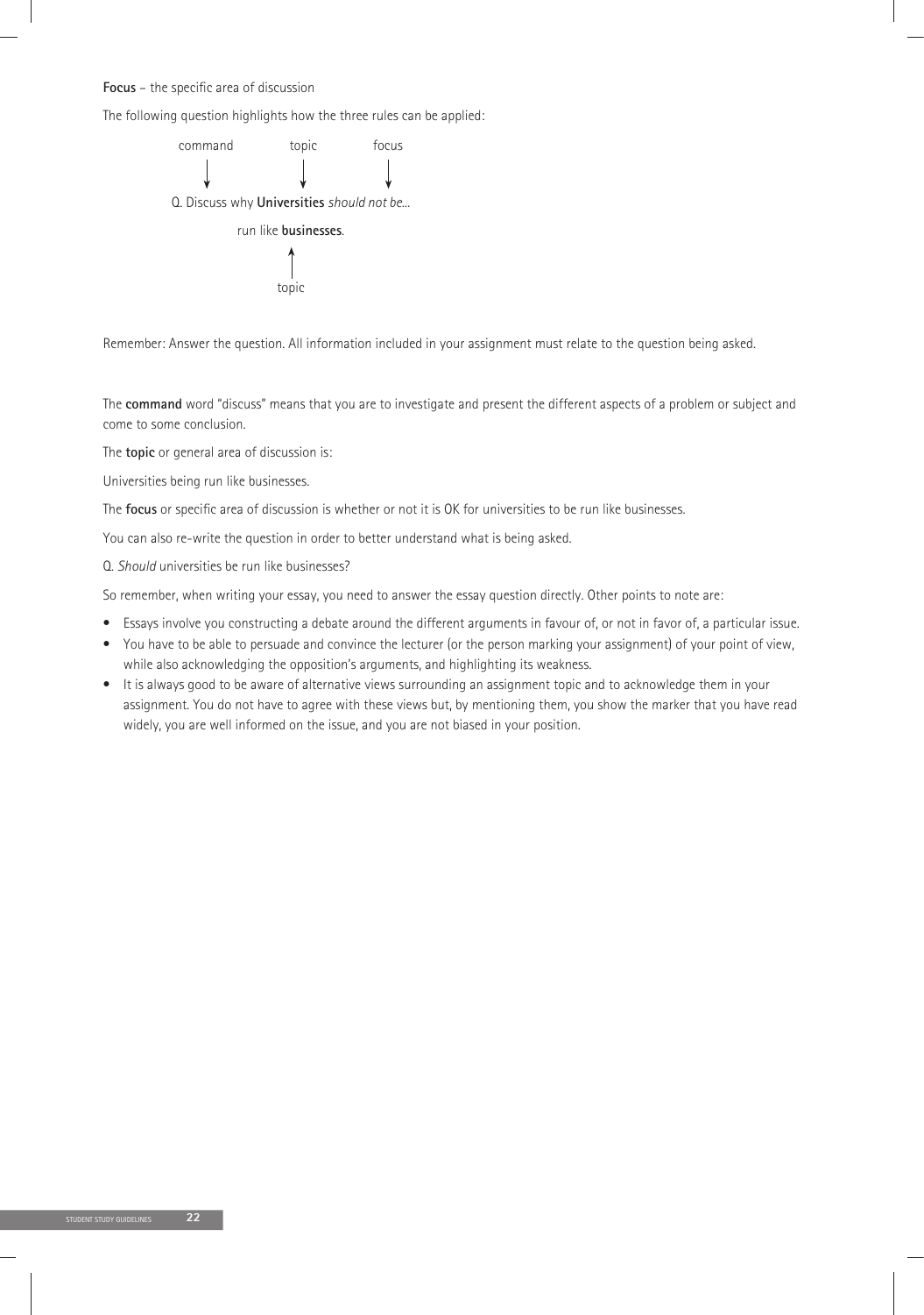**Focus** – the specific area of discussion

The following question highlights how the three rules can be applied:

```
command        topic        focus
   ↓             ↓            ↓
Q. Discuss why Universities should not be...
          run like businesses.
                  ↑
                topic
```

Remember: Answer the question. All information included in your assignment must relate to the question being asked.

The **command** word "discuss" means that you are to investigate and present the different aspects of a problem or subject and come to some conclusion.

The **topic** or general area of discussion is:

Universities being run like businesses.

The **focus** or specific area of discussion is whether or not it is OK for universities to be run like businesses.

You can also re-write the question in order to better understand what is being asked.

Q. *Should* universities be run like businesses?

So remember, when writing your essay, you need to answer the essay question directly. Other points to note are:

- Essays involve you constructing a debate around the different arguments in favour of, or not in favor of, a particular issue.
- You have to be able to persuade and convince the lecturer (or the person marking your assignment) of your point of view, while also acknowledging the opposition's arguments, and highlighting its weakness.
- It is always good to be aware of alternative views surrounding an assignment topic and to acknowledge them in your assignment. You do not have to agree with these views but, by mentioning them, you show the marker that you have read widely, you are well informed on the issue, and you are not biased in your position.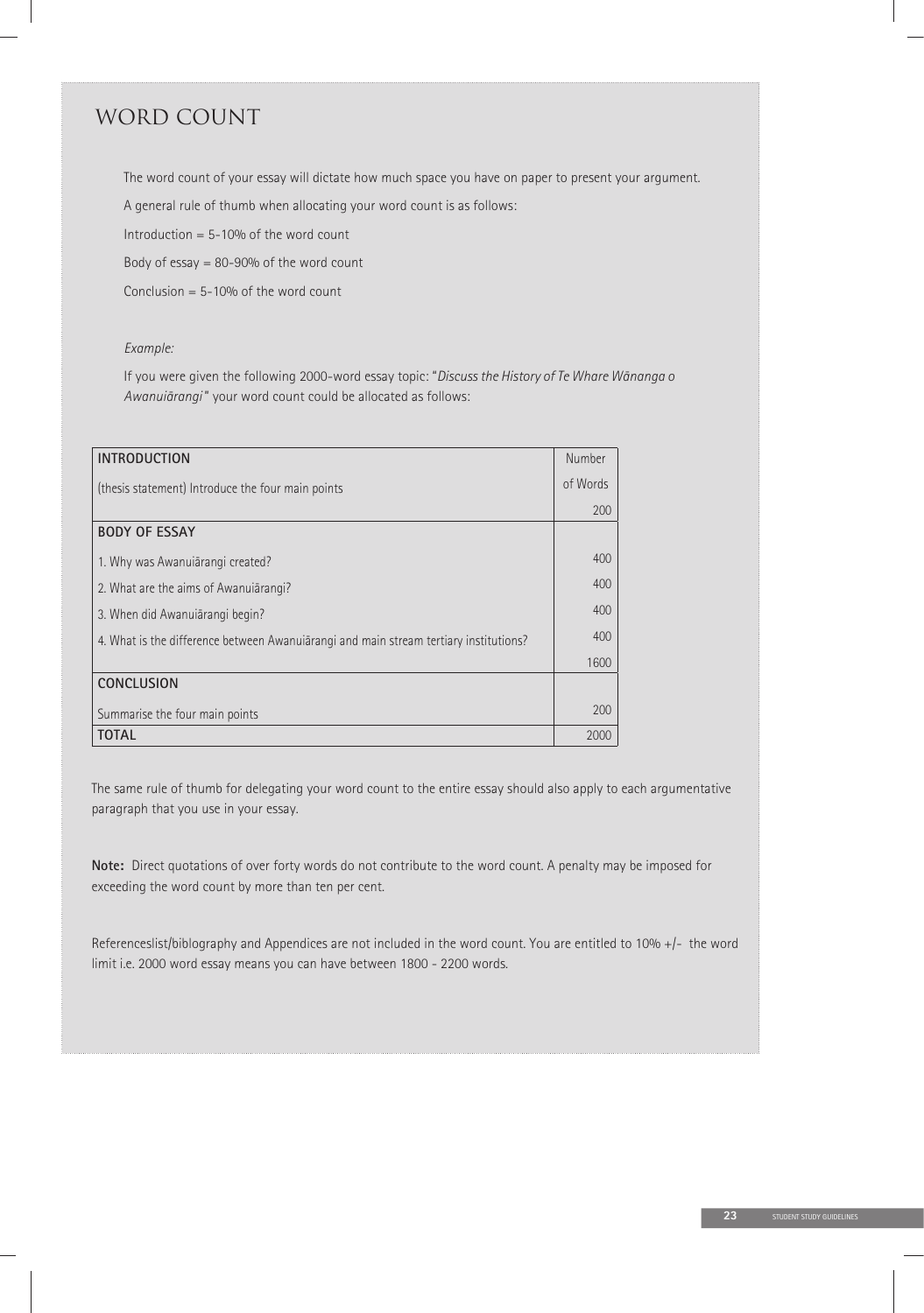# WORD COUNT

The word count of your essay will dictate how much space you have on paper to present your argument.

A general rule of thumb when allocating your word count is as follows:

Introduction = 5-10% of the word count

Body of essay = 80-90% of the word count

Conclusion = 5-10% of the word count

*Example:*

If you were given the following 2000-word essay topic: "*Discuss the History of Te Whare Wānanga o Awanuiārangi*" your word count could be allocated as follows:

| **INTRODUCTION** | Number of Words |
|---|---|
| (thesis statement) Introduce the four main points | 200 |
| **BODY OF ESSAY** | |
| 1. Why was Awanuiārangi created? | 400 |
| 2. What are the aims of Awanuiārangi? | 400 |
| 3. When did Awanuiārangi begin? | 400 |
| 4. What is the difference between Awanuiārangi and main stream tertiary institutions? | 400 |
| | 1600 |
| **CONCLUSION** | |
| Summarise the four main points | 200 |
| **TOTAL** | 2000 |

The same rule of thumb for delegating your word count to the entire essay should also apply to each argumentative paragraph that you use in your essay.

**Note:** Direct quotations of over forty words do not contribute to the word count. A penalty may be imposed for exceeding the word count by more than ten per cent.

Referenceslist/bibliography and Appendices are not included in the word count. You are entitled to 10% +/- the word limit i.e. 2000 word essay means you can have between 1800 - 2200 words.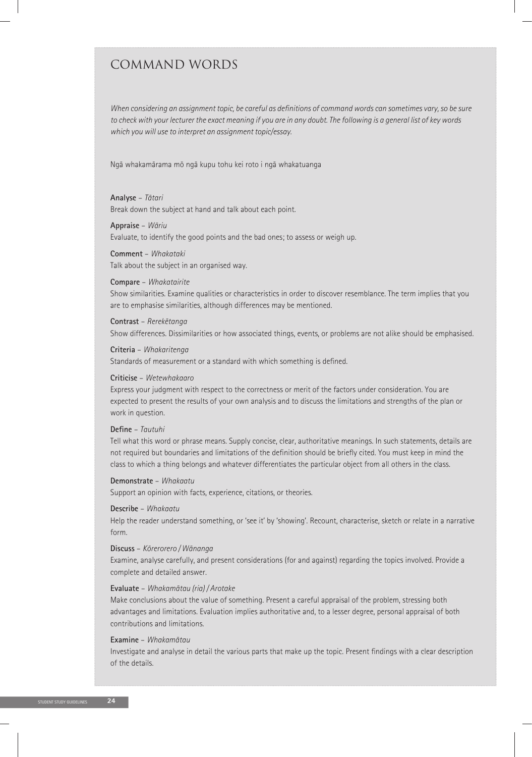# COMMAND WORDS

*When considering an assignment topic, be careful as definitions of command words can sometimes vary, so be sure to check with your lecturer the exact meaning if you are in any doubt. The following is a general list of key words which you will use to interpret an assignment topic/essay.*

Ngā whakamārama mō ngā kupu tohu kei roto i ngā whakatuanga

**Analyse** – *Tātari*
Break down the subject at hand and talk about each point.

**Appraise** – *Wāriu*
Evaluate, to identify the good points and the bad ones; to assess or weigh up.

**Comment** – *Whakataki*
Talk about the subject in an organised way.

**Compare** – *Whakatairite*
Show similarities. Examine qualities or characteristics in order to discover resemblance. The term implies that you are to emphasise similarities, although differences may be mentioned.

**Contrast** – *Rerekētanga*
Show differences. Dissimilarities or how associated things, events, or problems are not alike should be emphasised.

**Criteria** – *Whakaritenga*
Standards of measurement or a standard with which something is defined.

**Criticise** – *Wetewhakaaro*
Express your judgment with respect to the correctness or merit of the factors under consideration. You are expected to present the results of your own analysis and to discuss the limitations and strengths of the plan or work in question.

**Define** – *Tautuhi*
Tell what this word or phrase means. Supply concise, clear, authoritative meanings. In such statements, details are not required but boundaries and limitations of the definition should be briefly cited. You must keep in mind the class to which a thing belongs and whatever differentiates the particular object from all others in the class.

**Demonstrate** – *Whakaatu*
Support an opinion with facts, experience, citations, or theories.

**Describe** – *Whakaatu*
Help the reader understand something, or 'see it' by 'showing'. Recount, characterise, sketch or relate in a narrative form.

**Discuss** – *Kōrerorero / Wānanga*
Examine, analyse carefully, and present considerations (for and against) regarding the topics involved. Provide a complete and detailed answer.

**Evaluate** – *Whakamātau (ria) / Arotake*
Make conclusions about the value of something. Present a careful appraisal of the problem, stressing both advantages and limitations. Evaluation implies authoritative and, to a lesser degree, personal appraisal of both contributions and limitations.

**Examine** – *Whakamātau*
Investigate and analyse in detail the various parts that make up the topic. Present findings with a clear description of the details.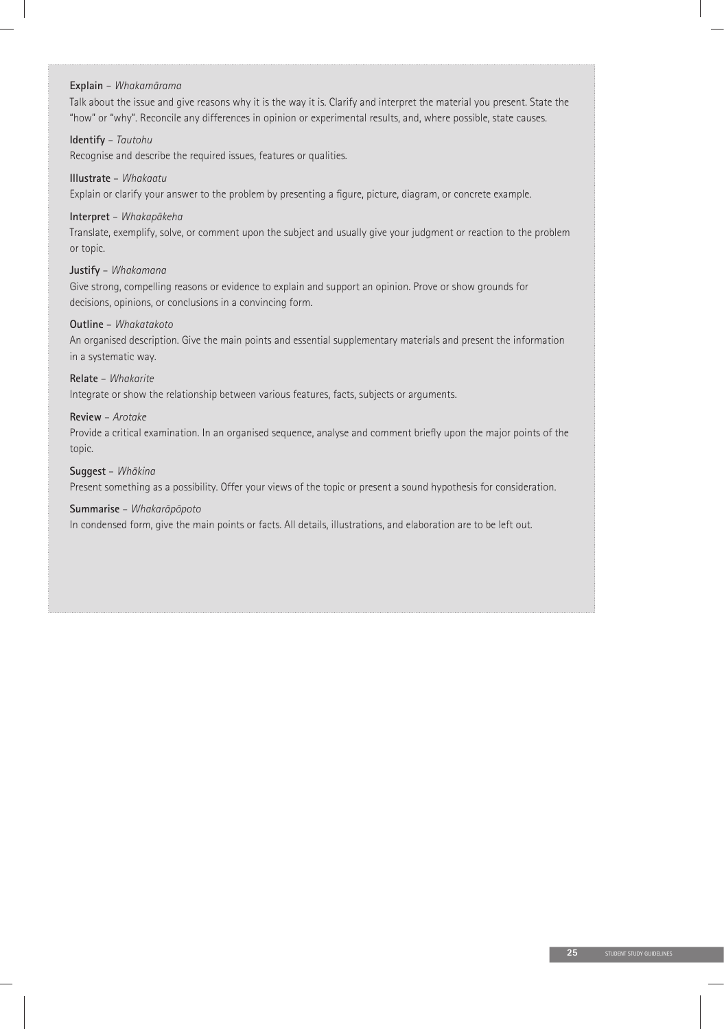**Explain** – *Whakamārama*

Talk about the issue and give reasons why it is the way it is. Clarify and interpret the material you present. State the "how" or "why". Reconcile any differences in opinion or experimental results, and, where possible, state causes.

**Identify** – *Tautohu*

Recognise and describe the required issues, features or qualities.

**Illustrate** – *Whakaatu*

Explain or clarify your answer to the problem by presenting a figure, picture, diagram, or concrete example.

**Interpret** – *Whakapākeha*

Translate, exemplify, solve, or comment upon the subject and usually give your judgment or reaction to the problem or topic.

**Justify** – *Whakamana*

Give strong, compelling reasons or evidence to explain and support an opinion. Prove or show grounds for decisions, opinions, or conclusions in a convincing form.

**Outline** – *Whakatakoto*

An organised description. Give the main points and essential supplementary materials and present the information in a systematic way.

**Relate** – *Whakarite*

Integrate or show the relationship between various features, facts, subjects or arguments.

**Review** – *Arotake*

Provide a critical examination. In an organised sequence, analyse and comment briefly upon the major points of the topic.

**Suggest** – *Whākina*

Present something as a possibility. Offer your views of the topic or present a sound hypothesis for consideration.

**Summarise** – *Whakarāpōpoto*

In condensed form, give the main points or facts. All details, illustrations, and elaboration are to be left out.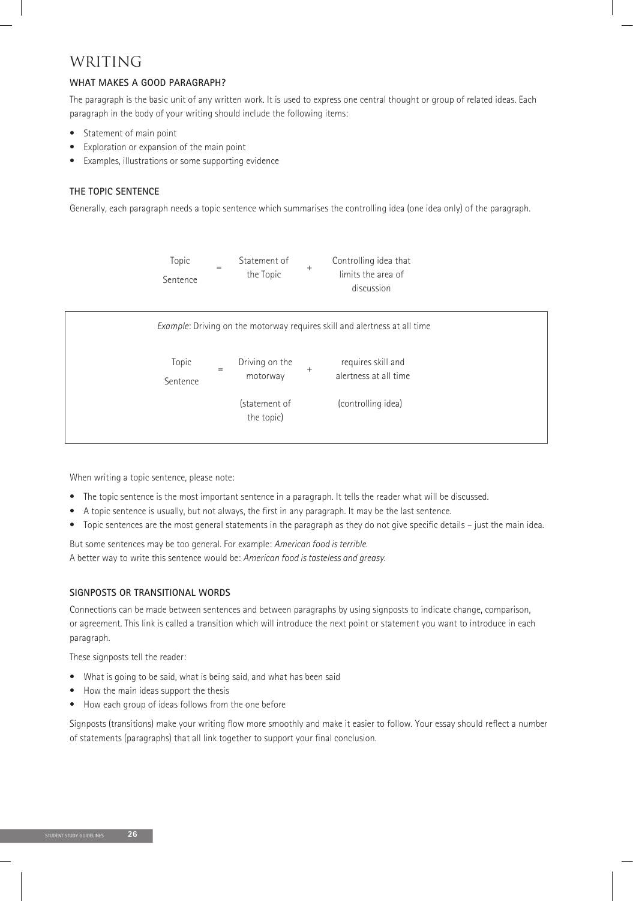# WRITING

## WHAT MAKES A GOOD PARAGRAPH?

The paragraph is the basic unit of any written work. It is used to express one central thought or group of related ideas. Each paragraph in the body of your writing should include the following items:

- Statement of main point
- Exploration or expansion of the main point
- Examples, illustrations or some supporting evidence

## THE TOPIC SENTENCE

Generally, each paragraph needs a topic sentence which summarises the controlling idea (one idea only) of the paragraph.

| Topic Sentence | = | Statement of the Topic | + | Controlling idea that limits the area of discussion |
|---|---|---|---|---|

*Example*: Driving on the motorway requires skill and alertness at all time

| Topic Sentence | = | Driving on the motorway | + | requires skill and alertness at all time |
|---|---|---|---|---|
| | | (statement of the topic) | | (controlling idea) |

When writing a topic sentence, please note:

- The topic sentence is the most important sentence in a paragraph. It tells the reader what will be discussed.
- A topic sentence is usually, but not always, the first in any paragraph. It may be the last sentence.
- Topic sentences are the most general statements in the paragraph as they do not give specific details – just the main idea.

But some sentences may be too general. For example: *American food is terrible.*
A better way to write this sentence would be: *American food is tasteless and greasy.*

## SIGNPOSTS OR TRANSITIONAL WORDS

Connections can be made between sentences and between paragraphs by using signposts to indicate change, comparison, or agreement. This link is called a transition which will introduce the next point or statement you want to introduce in each paragraph.

These signposts tell the reader:

- What is going to be said, what is being said, and what has been said
- How the main ideas support the thesis
- How each group of ideas follows from the one before

Signposts (transitions) make your writing flow more smoothly and make it easier to follow. Your essay should reflect a number of statements (paragraphs) that all link together to support your final conclusion.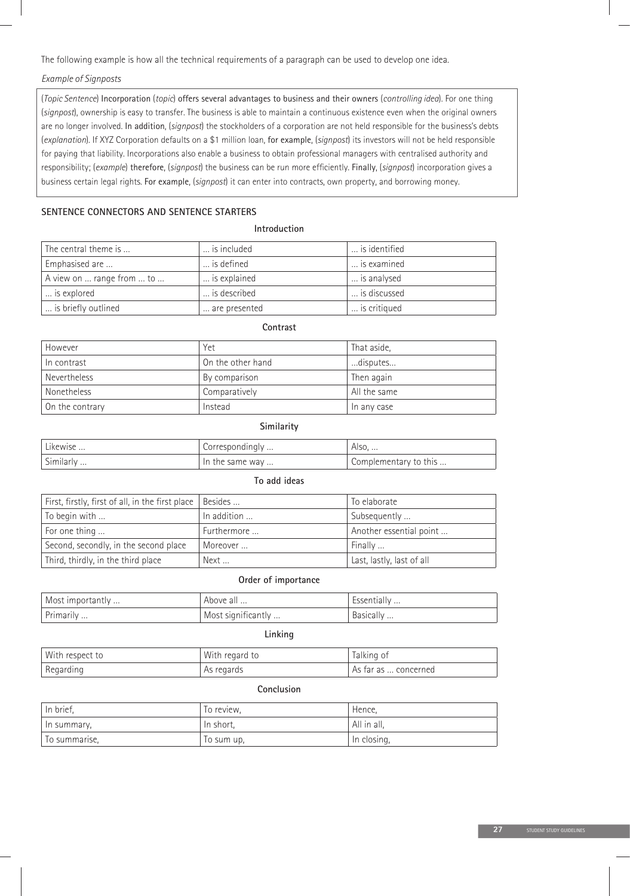The following example is how all the technical requirements of a paragraph can be used to develop one idea.

*Example of Signposts*

(*Topic Sentence*) Incorporation (*topic*) offers several advantages to business and their owners (*controlling idea*). For one thing (*signpost*), ownership is easy to transfer. The business is able to maintain a continuous existence even when the original owners are no longer involved. In addition, (*signpost*) the stockholders of a corporation are not held responsible for the business's debts (*explanation*). If XYZ Corporation defaults on a $1 million loan, for example, (*signpost*) its investors will not be held responsible for paying that liability. Incorporations also enable a business to obtain professional managers with centralised authority and responsibility; (*example*) therefore, (*signpost*) the business can be run more efficiently. Finally, (*signpost*) incorporation gives a business certain legal rights. For example, (*signpost*) it can enter into contracts, own property, and borrowing money.

## SENTENCE CONNECTORS AND SENTENCE STARTERS

**Introduction**

| The central theme is … | … is included | … is identified |
|---|---|---|
| Emphasised are … | … is defined | … is examined |
| A view on … range from … to … | … is explained | … is analysed |
| … is explored | … is described | … is discussed |
| … is briefly outlined | … are presented | … is critiqued |

**Contrast**

| However | Yet | That aside, |
|---|---|---|
| In contrast | On the other hand | …disputes… |
| Nevertheless | By comparison | Then again |
| Nonetheless | Comparatively | All the same |
| On the contrary | Instead | In any case |

**Similarity**

| Likewise … | Correspondingly … | Also, … |
|---|---|---|
| Similarly … | In the same way … | Complementary to this … |

**To add ideas**

| First, firstly, first of all, in the first place | Besides … | To elaborate |
|---|---|---|
| To begin with … | In addition … | Subsequently … |
| For one thing … | Furthermore … | Another essential point … |
| Second, secondly, in the second place | Moreover … | Finally … |
| Third, thirdly, in the third place | Next … | Last, lastly, last of all |

**Order of importance**

| Most importantly … | Above all … | Essentially … |
|---|---|---|
| Primarily … | Most significantly … | Basically … |

**Linking**

| With respect to | With regard to | Talking of |
|---|---|---|
| Regarding | As regards | As far as … concerned |

**Conclusion**

| In brief, | To review, | Hence, |
|---|---|---|
| In summary, | In short, | All in all, |
| To summarise, | To sum up, | In closing, |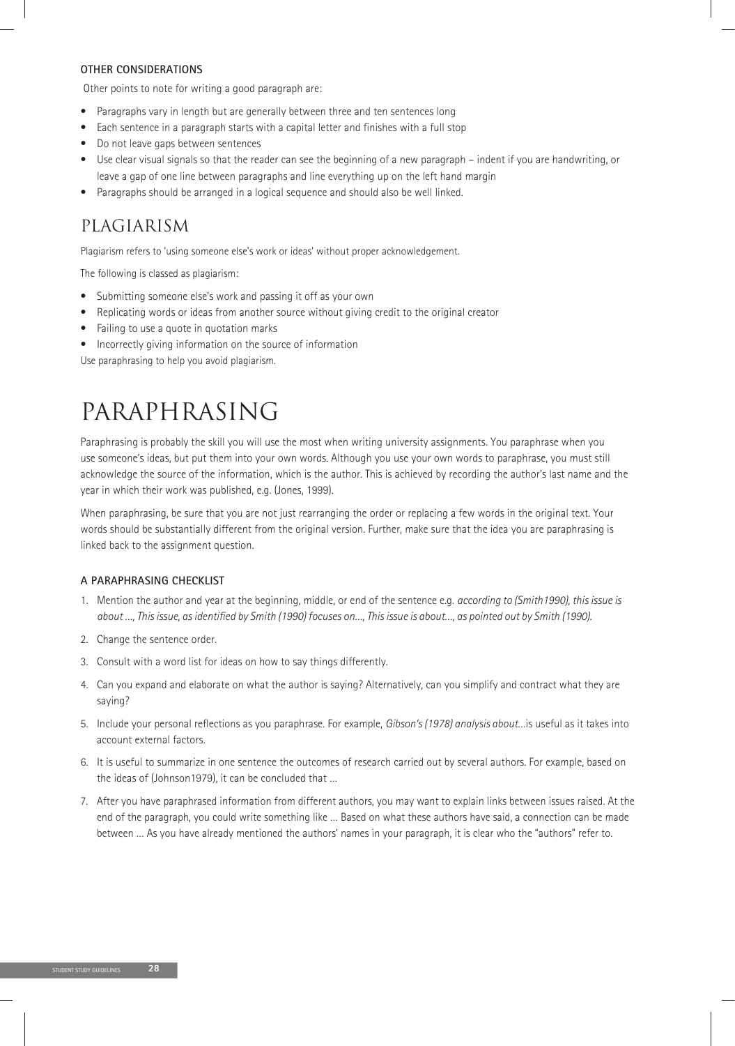### OTHER CONSIDERATIONS

Other points to note for writing a good paragraph are:

- Paragraphs vary in length but are generally between three and ten sentences long
- Each sentence in a paragraph starts with a capital letter and finishes with a full stop
- Do not leave gaps between sentences
- Use clear visual signals so that the reader can see the beginning of a new paragraph – indent if you are handwriting, or leave a gap of one line between paragraphs and line everything up on the left hand margin
- Paragraphs should be arranged in a logical sequence and should also be well linked.

## PLAGIARISM

Plagiarism refers to 'using someone else's work or ideas' without proper acknowledgement.

The following is classed as plagiarism:

- Submitting someone else's work and passing it off as your own
- Replicating words or ideas from another source without giving credit to the original creator
- Failing to use a quote in quotation marks
- Incorrectly giving information on the source of information

Use paraphrasing to help you avoid plagiarism.

# PARAPHRASING

Paraphrasing is probably the skill you will use the most when writing university assignments. You paraphrase when you use someone's ideas, but put them into your own words. Although you use your own words to paraphrase, you must still acknowledge the source of the information, which is the author. This is achieved by recording the author's last name and the year in which their work was published, e.g. (Jones, 1999).

When paraphrasing, be sure that you are not just rearranging the order or replacing a few words in the original text. Your words should be substantially different from the original version. Further, make sure that the idea you are paraphrasing is linked back to the assignment question.

### A PARAPHRASING CHECKLIST

1. Mention the author and year at the beginning, middle, or end of the sentence e.g. *according to (Smith1990), this issue is about ..., This issue, as identified by Smith (1990) focuses on..., This issue is about..., as pointed out by Smith (1990).*
2. Change the sentence order.
3. Consult with a word list for ideas on how to say things differently.
4. Can you expand and elaborate on what the author is saying? Alternatively, can you simplify and contract what they are saying?
5. Include your personal reflections as you paraphrase. For example, *Gibson's (1978) analysis about*...is useful as it takes into account external factors.
6. It is useful to summarize in one sentence the outcomes of research carried out by several authors. For example, based on the ideas of (Johnson1979), it can be concluded that ...
7. After you have paraphrased information from different authors, you may want to explain links between issues raised. At the end of the paragraph, you could write something like ... Based on what these authors have said, a connection can be made between ... As you have already mentioned the authors' names in your paragraph, it is clear who the "authors" refer to.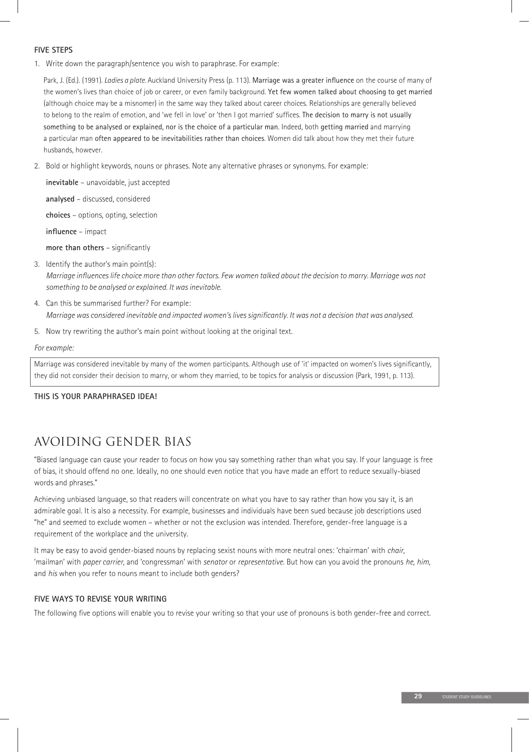### FIVE STEPS

1. Write down the paragraph/sentence you wish to paraphrase. For example:

   Park, J. (Ed.). (1991). *Ladies a plate*. Auckland University Press (p. 113). **Marriage was a greater influence** on the course of many of the women's lives than choice of job or career, or even family background. **Yet few women talked about choosing to get married** (although choice may be a misnomer) in the same way they talked about career choices. Relationships are generally believed to belong to the realm of emotion, and 'we fell in love' or 'then I got married' suffices. **The decision to marry is not usually something to be analysed or explained, nor is the choice of a particular man**. Indeed, both **getting married** and marrying a particular man **often appeared to be inevitabilities rather than choices**. Women did talk about how they met their future husbands, however.

2. Bold or highlight keywords, nouns or phrases. Note any alternative phrases or synonyms. For example:

   **inevitable** – unavoidable, just accepted

   **analysed** – discussed, considered

   **choices** – options, opting, selection

   **influence** – impact

   **more than others** – significantly

3. Identify the author's main point(s):
   *Marriage influences life choice more than other factors. Few women talked about the decision to marry. Marriage was not something to be analysed or explained. It was inevitable.*

4. Can this be summarised further? For example:
   *Marriage was considered inevitable and impacted women's lives significantly. It was not a decision that was analysed.*

5. Now try rewriting the author's main point without looking at the original text.

*For example:*

> Marriage was considered inevitable by many of the women participants. Although use of 'it' impacted on women's lives significantly, they did not consider their decision to marry, or whom they married, to be topics for analysis or discussion (Park, 1991, p. 113).

**THIS IS YOUR PARAPHRASED IDEA!**

## AVOIDING GENDER BIAS

"Biased language can cause your reader to focus on how you say something rather than what you say. If your language is free of bias, it should offend no one. Ideally, no one should even notice that you have made an effort to reduce sexually-biased words and phrases."

Achieving unbiased language, so that readers will concentrate on what you have to say rather than how you say it, is an admirable goal. It is also a necessity. For example, businesses and individuals have been sued because job descriptions used "he" and seemed to exclude women – whether or not the exclusion was intended. Therefore, gender-free language is a requirement of the workplace and the university.

It may be easy to avoid gender-biased nouns by replacing sexist nouns with more neutral ones: 'chairman' with *chair*, 'mailman' with *paper carrier*, and 'congressman' with *senator* or *representative*. But how can you avoid the pronouns *he*, *him*, and *his* when you refer to nouns meant to include both genders?

### FIVE WAYS TO REVISE YOUR WRITING

The following five options will enable you to revise your writing so that your use of pronouns is both gender-free and correct.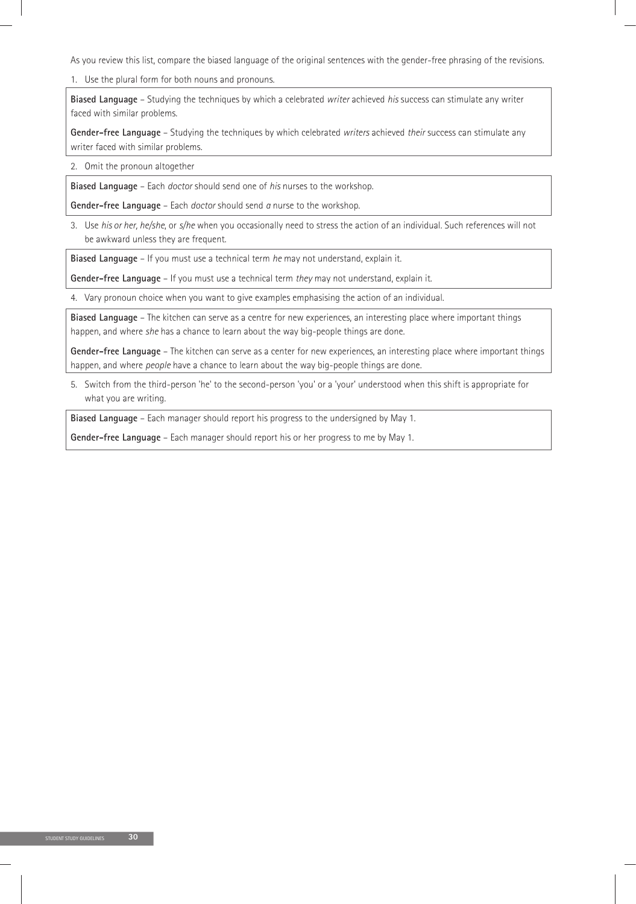As you review this list, compare the biased language of the original sentences with the gender-free phrasing of the revisions.

1. Use the plural form for both nouns and pronouns.

**Biased Language** – Studying the techniques by which a celebrated *writer* achieved *his* success can stimulate any writer faced with similar problems.

**Gender-free Language** – Studying the techniques by which celebrated *writers* achieved *their* success can stimulate any writer faced with similar problems.

2. Omit the pronoun altogether

**Biased Language** – Each *doctor* should send one of *his* nurses to the workshop.

**Gender-free Language** – Each *doctor* should send *a* nurse to the workshop.

3. Use *his or her*, *he/she*, or *s/he* when you occasionally need to stress the action of an individual. Such references will not be awkward unless they are frequent.

**Biased Language** – If you must use a technical term *he* may not understand, explain it.

**Gender-free Language** – If you must use a technical term *they* may not understand, explain it.

4. Vary pronoun choice when you want to give examples emphasising the action of an individual.

**Biased Language** – The kitchen can serve as a centre for new experiences, an interesting place where important things happen, and where *she* has a chance to learn about the way big-people things are done.

**Gender-free Language** – The kitchen can serve as a center for new experiences, an interesting place where important things happen, and where *people* have a chance to learn about the way big-people things are done.

5. Switch from the third-person 'he' to the second-person 'you' or a 'your' understood when this shift is appropriate for what you are writing.

**Biased Language** – Each manager should report his progress to the undersigned by May 1.

**Gender-free Language** – Each manager should report his or her progress to me by May 1.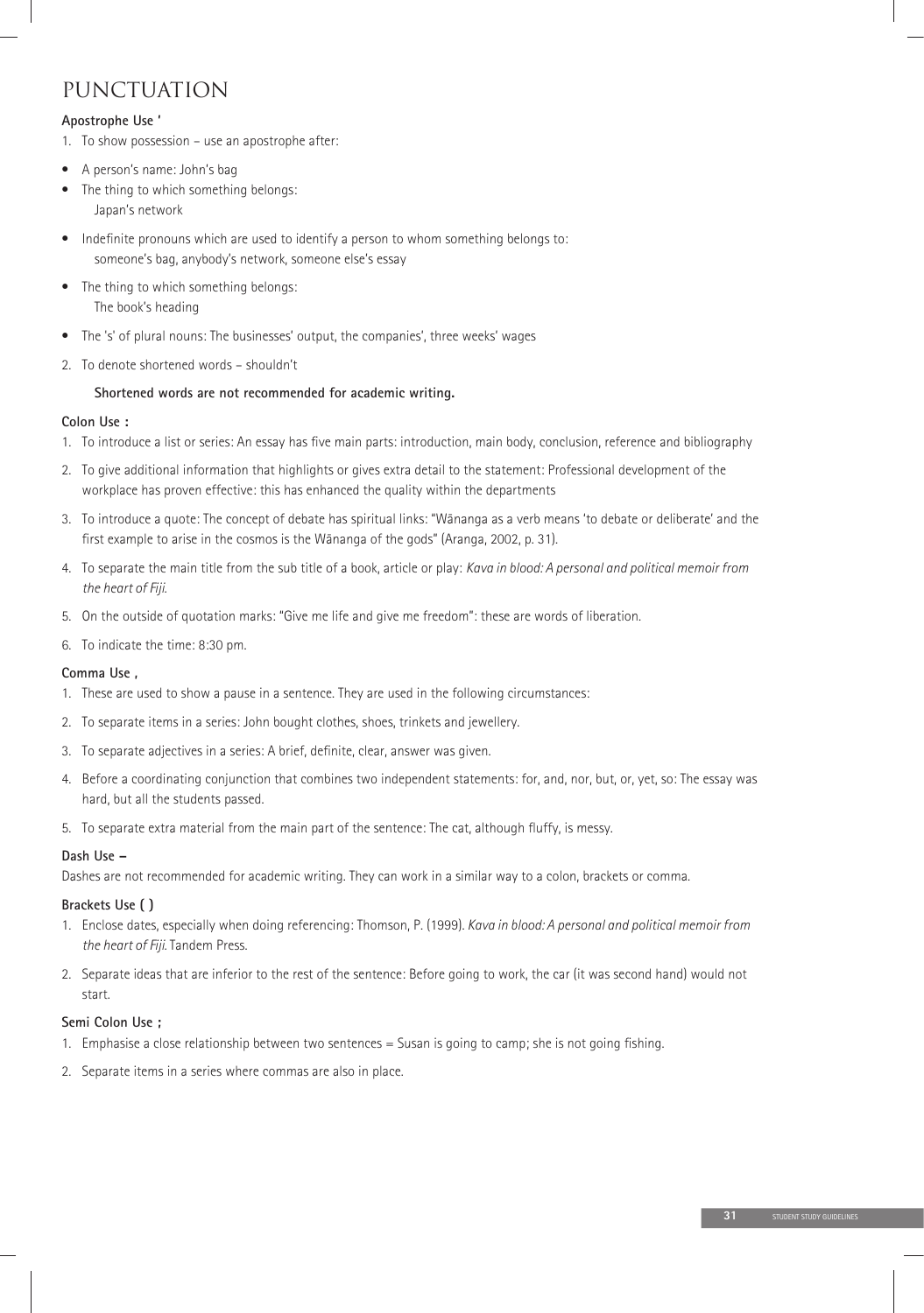# PUNCTUATION

**Apostrophe Use '**

1. To show possession – use an apostrophe after:

- A person's name: John's bag
- The thing to which something belongs:
  Japan's network
- Indefinite pronouns which are used to identify a person to whom something belongs to:
  someone's bag, anybody's network, someone else's essay
- The thing to which something belongs:
  The book's heading
- The 's' of plural nouns: The businesses' output, the companies', three weeks' wages

2. To denote shortened words – shouldn't

   **Shortened words are not recommended for academic writing.**

**Colon Use :**

1. To introduce a list or series: An essay has five main parts: introduction, main body, conclusion, reference and bibliography
2. To give additional information that highlights or gives extra detail to the statement: Professional development of the workplace has proven effective: this has enhanced the quality within the departments
3. To introduce a quote: The concept of debate has spiritual links: "Wānanga as a verb means 'to debate or deliberate' and the first example to arise in the cosmos is the Wānanga of the gods" (Aranga, 2002, p. 31).
4. To separate the main title from the sub title of a book, article or play: *Kava in blood: A personal and political memoir from the heart of Fiji.*
5. On the outside of quotation marks: "Give me life and give me freedom": these are words of liberation.
6. To indicate the time: 8:30 pm.

**Comma Use ,**

1. These are used to show a pause in a sentence. They are used in the following circumstances:
2. To separate items in a series: John bought clothes, shoes, trinkets and jewellery.
3. To separate adjectives in a series: A brief, definite, clear, answer was given.
4. Before a coordinating conjunction that combines two independent statements: for, and, nor, but, or, yet, so: The essay was hard, but all the students passed.
5. To separate extra material from the main part of the sentence: The cat, although fluffy, is messy.

**Dash Use –**

Dashes are not recommended for academic writing. They can work in a similar way to a colon, brackets or comma.

**Brackets Use ( )**

1. Enclose dates, especially when doing referencing: Thomson, P. (1999). *Kava in blood: A personal and political memoir from the heart of Fiji.* Tandem Press.
2. Separate ideas that are inferior to the rest of the sentence: Before going to work, the car (it was second hand) would not start.

**Semi Colon Use ;**

1. Emphasise a close relationship between two sentences = Susan is going to camp; she is not going fishing.
2. Separate items in a series where commas are also in place.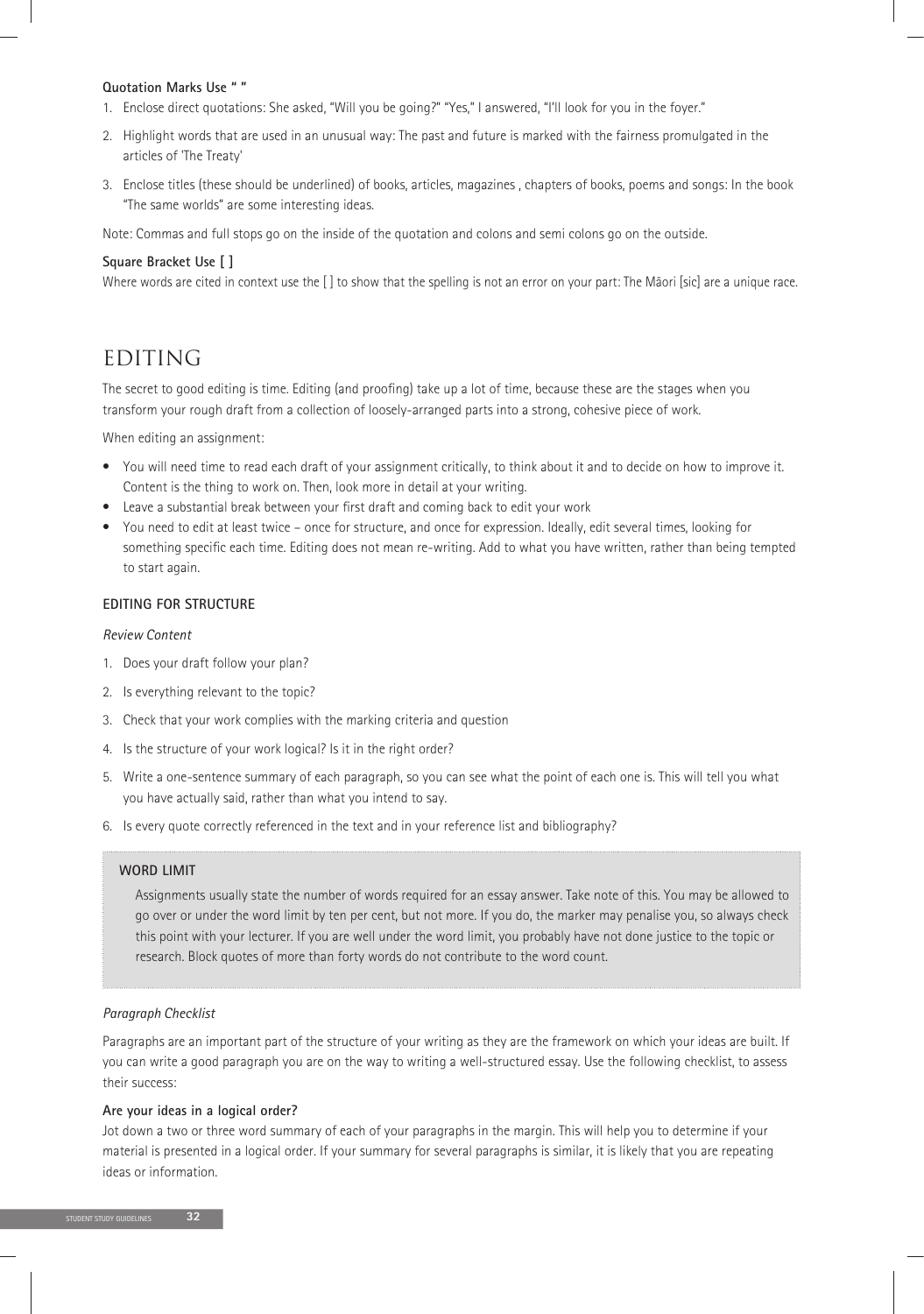**Quotation Marks Use " "**

1. Enclose direct quotations: She asked, "Will you be going?" "Yes," I answered, "I'll look for you in the foyer."
2. Highlight words that are used in an unusual way: The past and future is marked with the fairness promulgated in the articles of 'The Treaty'
3. Enclose titles (these should be underlined) of books, articles, magazines , chapters of books, poems and songs: In the book "The same worlds" are some interesting ideas.

Note: Commas and full stops go on the inside of the quotation and colons and semi colons go on the outside.

**Square Bracket Use [ ]**

Where words are cited in context use the [ ] to show that the spelling is not an error on your part: The Māori [sic] are a unique race.

# EDITING

The secret to good editing is time. Editing (and proofing) take up a lot of time, because these are the stages when you transform your rough draft from a collection of loosely-arranged parts into a strong, cohesive piece of work.

When editing an assignment:

- You will need time to read each draft of your assignment critically, to think about it and to decide on how to improve it. Content is the thing to work on. Then, look more in detail at your writing.
- Leave a substantial break between your first draft and coming back to edit your work
- You need to edit at least twice – once for structure, and once for expression. Ideally, edit several times, looking for something specific each time. Editing does not mean re-writing. Add to what you have written, rather than being tempted to start again.

### EDITING FOR STRUCTURE

*Review Content*

1. Does your draft follow your plan?
2. Is everything relevant to the topic?
3. Check that your work complies with the marking criteria and question
4. Is the structure of your work logical? Is it in the right order?
5. Write a one-sentence summary of each paragraph, so you can see what the point of each one is. This will tell you what you have actually said, rather than what you intend to say.
6. Is every quote correctly referenced in the text and in your reference list and bibliography?

**WORD LIMIT**

Assignments usually state the number of words required for an essay answer. Take note of this. You may be allowed to go over or under the word limit by ten per cent, but not more. If you do, the marker may penalise you, so always check this point with your lecturer. If you are well under the word limit, you probably have not done justice to the topic or research. Block quotes of more than forty words do not contribute to the word count.

*Paragraph Checklist*

Paragraphs are an important part of the structure of your writing as they are the framework on which your ideas are built. If you can write a good paragraph you are on the way to writing a well-structured essay. Use the following checklist, to assess their success:

**Are your ideas in a logical order?**

Jot down a two or three word summary of each of your paragraphs in the margin. This will help you to determine if your material is presented in a logical order. If your summary for several paragraphs is similar, it is likely that you are repeating ideas or information.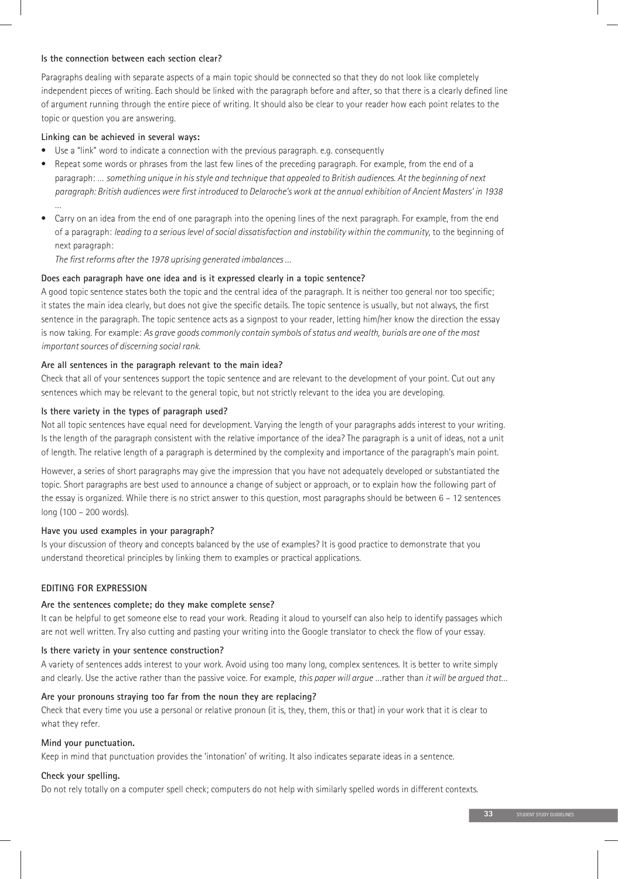**Is the connection between each section clear?**

Paragraphs dealing with separate aspects of a main topic should be connected so that they do not look like completely independent pieces of writing. Each should be linked with the paragraph before and after, so that there is a clearly defined line of argument running through the entire piece of writing. It should also be clear to your reader how each point relates to the topic or question you are answering.

**Linking can be achieved in several ways:**

- Use a "link" word to indicate a connection with the previous paragraph. e.g. consequently
- Repeat some words or phrases from the last few lines of the preceding paragraph. For example, from the end of a paragraph: … *something unique in his style and technique that appealed to British audiences. At the beginning of next paragraph: British audiences were first introduced to Delaroche's work at the annual exhibition of Ancient Masters' in 1938 …*
- Carry on an idea from the end of one paragraph into the opening lines of the next paragraph. For example, from the end of a paragraph: *leading to a serious level of social dissatisfaction and instability within the community*, to the beginning of next paragraph:
  *The first reforms after the 1978 uprising generated imbalances …*

**Does each paragraph have one idea and is it expressed clearly in a topic sentence?**

A good topic sentence states both the topic and the central idea of the paragraph. It is neither too general nor too specific; it states the main idea clearly, but does not give the specific details. The topic sentence is usually, but not always, the first sentence in the paragraph. The topic sentence acts as a signpost to your reader, letting him/her know the direction the essay is now taking. For example: *As grave goods commonly contain symbols of status and wealth, burials are one of the most important sources of discerning social rank.*

**Are all sentences in the paragraph relevant to the main idea?**

Check that all of your sentences support the topic sentence and are relevant to the development of your point. Cut out any sentences which may be relevant to the general topic, but not strictly relevant to the idea you are developing.

**Is there variety in the types of paragraph used?**

Not all topic sentences have equal need for development. Varying the length of your paragraphs adds interest to your writing. Is the length of the paragraph consistent with the relative importance of the idea? The paragraph is a unit of ideas, not a unit of length. The relative length of a paragraph is determined by the complexity and importance of the paragraph's main point.

However, a series of short paragraphs may give the impression that you have not adequately developed or substantiated the topic. Short paragraphs are best used to announce a change of subject or approach, or to explain how the following part of the essay is organized. While there is no strict answer to this question, most paragraphs should be between 6 – 12 sentences long (100 – 200 words).

**Have you used examples in your paragraph?**

Is your discussion of theory and concepts balanced by the use of examples? It is good practice to demonstrate that you understand theoretical principles by linking them to examples or practical applications.

## EDITING FOR EXPRESSION

**Are the sentences complete; do they make complete sense?**

It can be helpful to get someone else to read your work. Reading it aloud to yourself can also help to identify passages which are not well written. Try also cutting and pasting your writing into the Google translator to check the flow of your essay.

**Is there variety in your sentence construction?**

A variety of sentences adds interest to your work. Avoid using too many long, complex sentences. It is better to write simply and clearly. Use the active rather than the passive voice. For example, *this paper will argue* …rather than *it will be argued that…*

**Are your pronouns straying too far from the noun they are replacing?**

Check that every time you use a personal or relative pronoun (it is, they, them, this or that) in your work that it is clear to what they refer.

**Mind your punctuation.**

Keep in mind that punctuation provides the 'intonation' of writing. It also indicates separate ideas in a sentence.

**Check your spelling.**

Do not rely totally on a computer spell check; computers do not help with similarly spelled words in different contexts.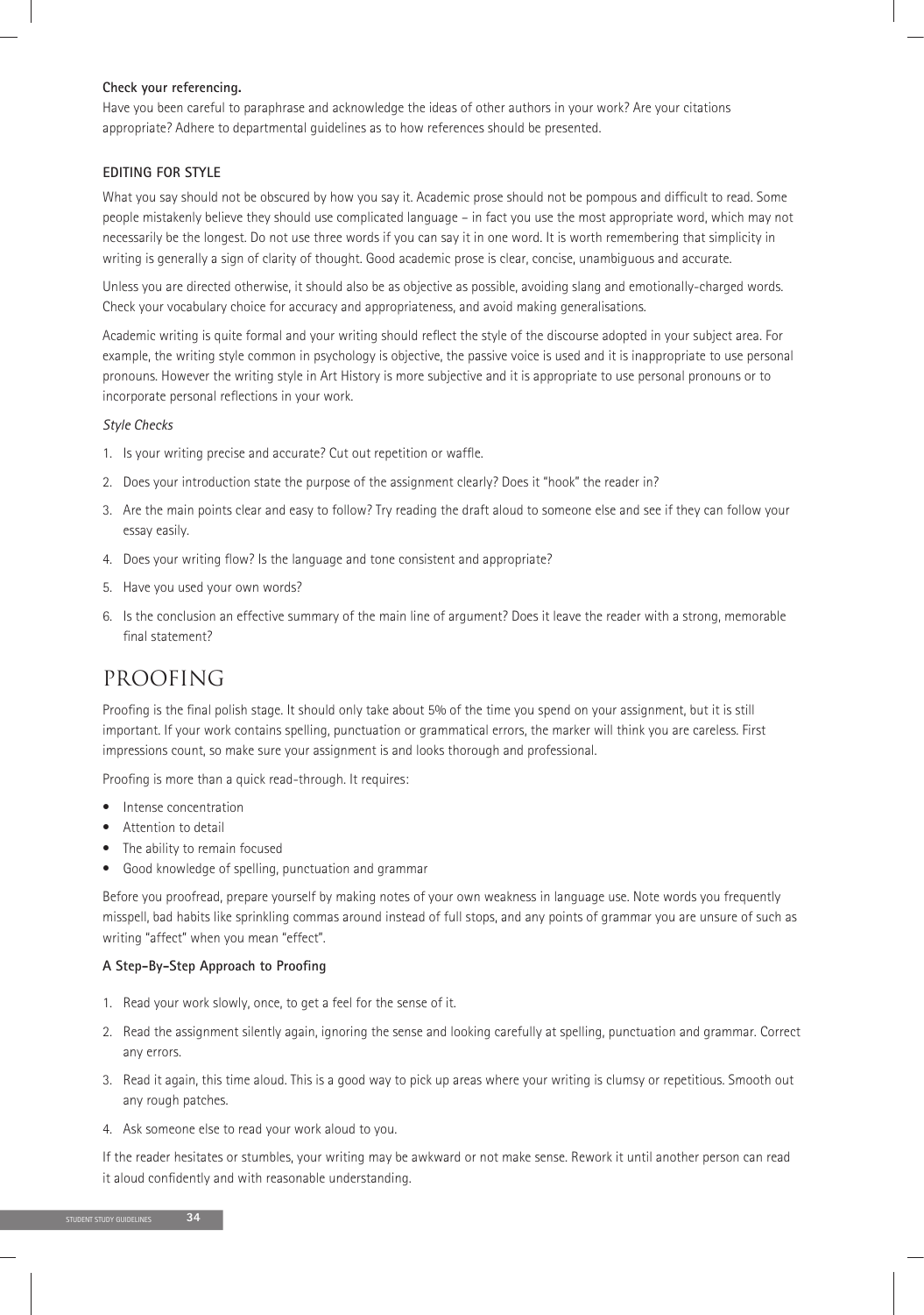**Check your referencing.**

Have you been careful to paraphrase and acknowledge the ideas of other authors in your work? Are your citations appropriate? Adhere to departmental guidelines as to how references should be presented.

### EDITING FOR STYLE

What you say should not be obscured by how you say it. Academic prose should not be pompous and difficult to read. Some people mistakenly believe they should use complicated language – in fact you use the most appropriate word, which may not necessarily be the longest. Do not use three words if you can say it in one word. It is worth remembering that simplicity in writing is generally a sign of clarity of thought. Good academic prose is clear, concise, unambiguous and accurate.

Unless you are directed otherwise, it should also be as objective as possible, avoiding slang and emotionally-charged words. Check your vocabulary choice for accuracy and appropriateness, and avoid making generalisations.

Academic writing is quite formal and your writing should reflect the style of the discourse adopted in your subject area. For example, the writing style common in psychology is objective, the passive voice is used and it is inappropriate to use personal pronouns. However the writing style in Art History is more subjective and it is appropriate to use personal pronouns or to incorporate personal reflections in your work.

*Style Checks*

1. Is your writing precise and accurate? Cut out repetition or waffle.
2. Does your introduction state the purpose of the assignment clearly? Does it "hook" the reader in?
3. Are the main points clear and easy to follow? Try reading the draft aloud to someone else and see if they can follow your essay easily.
4. Does your writing flow? Is the language and tone consistent and appropriate?
5. Have you used your own words?
6. Is the conclusion an effective summary of the main line of argument? Does it leave the reader with a strong, memorable final statement?

## PROOFING

Proofing is the final polish stage. It should only take about 5% of the time you spend on your assignment, but it is still important. If your work contains spelling, punctuation or grammatical errors, the marker will think you are careless. First impressions count, so make sure your assignment is and looks thorough and professional.

Proofing is more than a quick read-through. It requires:

- Intense concentration
- Attention to detail
- The ability to remain focused
- Good knowledge of spelling, punctuation and grammar

Before you proofread, prepare yourself by making notes of your own weakness in language use. Note words you frequently misspell, bad habits like sprinkling commas around instead of full stops, and any points of grammar you are unsure of such as writing "affect" when you mean "effect".

**A Step-By-Step Approach to Proofing**

1. Read your work slowly, once, to get a feel for the sense of it.
2. Read the assignment silently again, ignoring the sense and looking carefully at spelling, punctuation and grammar. Correct any errors.
3. Read it again, this time aloud. This is a good way to pick up areas where your writing is clumsy or repetitious. Smooth out any rough patches.
4. Ask someone else to read your work aloud to you.

If the reader hesitates or stumbles, your writing may be awkward or not make sense. Rework it until another person can read it aloud confidently and with reasonable understanding.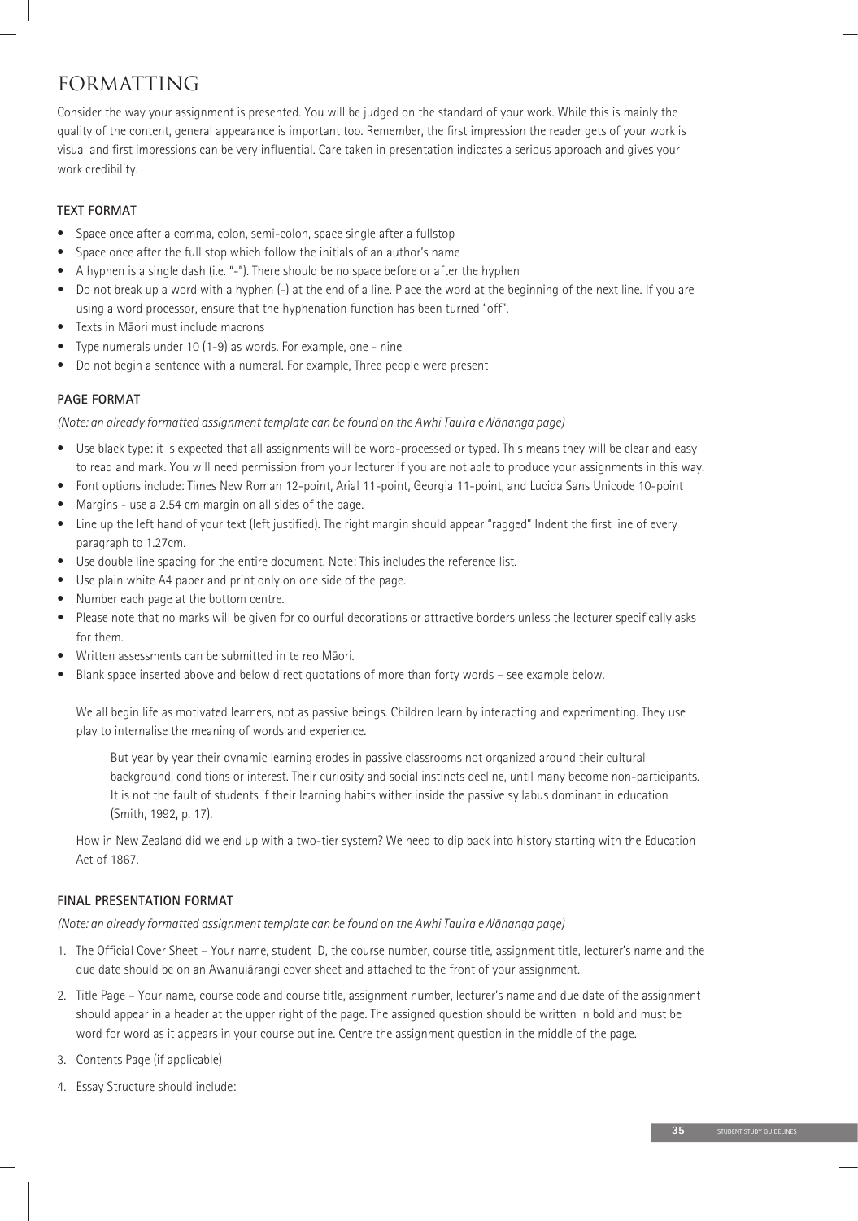# FORMATTING

Consider the way your assignment is presented. You will be judged on the standard of your work. While this is mainly the quality of the content, general appearance is important too. Remember, the first impression the reader gets of your work is visual and first impressions can be very influential. Care taken in presentation indicates a serious approach and gives your work credibility.

### TEXT FORMAT

- Space once after a comma, colon, semi-colon, space single after a fullstop
- Space once after the full stop which follow the initials of an author's name
- A hyphen is a single dash (i.e. "-"). There should be no space before or after the hyphen
- Do not break up a word with a hyphen (-) at the end of a line. Place the word at the beginning of the next line. If you are using a word processor, ensure that the hyphenation function has been turned "off".
- Texts in Māori must include macrons
- Type numerals under 10 (1-9) as words. For example, one - nine
- Do not begin a sentence with a numeral. For example, Three people were present

### PAGE FORMAT

*(Note: an already formatted assignment template can be found on the Awhi Tauira eWānanga page)*

- Use black type: it is expected that all assignments will be word-processed or typed. This means they will be clear and easy to read and mark. You will need permission from your lecturer if you are not able to produce your assignments in this way.
- Font options include: Times New Roman 12-point, Arial 11-point, Georgia 11-point, and Lucida Sans Unicode 10-point
- Margins - use a 2.54 cm margin on all sides of the page.
- Line up the left hand of your text (left justified). The right margin should appear "ragged" Indent the first line of every paragraph to 1.27cm.
- Use double line spacing for the entire document. Note: This includes the reference list.
- Use plain white A4 paper and print only on one side of the page.
- Number each page at the bottom centre.
- Please note that no marks will be given for colourful decorations or attractive borders unless the lecturer specifically asks for them.
- Written assessments can be submitted in te reo Māori.
- Blank space inserted above and below direct quotations of more than forty words – see example below.

  We all begin life as motivated learners, not as passive beings. Children learn by interacting and experimenting. They use play to internalise the meaning of words and experience.

  > But year by year their dynamic learning erodes in passive classrooms not organized around their cultural background, conditions or interest. Their curiosity and social instincts decline, until many become non-participants. It is not the fault of students if their learning habits wither inside the passive syllabus dominant in education (Smith, 1992, p. 17).

  How in New Zealand did we end up with a two-tier system? We need to dip back into history starting with the Education Act of 1867.

### FINAL PRESENTATION FORMAT

*(Note: an already formatted assignment template can be found on the Awhi Tauira eWānanga page)*

1. The Official Cover Sheet – Your name, student ID, the course number, course title, assignment title, lecturer's name and the due date should be on an Awanuiārangi cover sheet and attached to the front of your assignment.
2. Title Page – Your name, course code and course title, assignment number, lecturer's name and due date of the assignment should appear in a header at the upper right of the page. The assigned question should be written in bold and must be word for word as it appears in your course outline. Centre the assignment question in the middle of the page.
3. Contents Page (if applicable)
4. Essay Structure should include: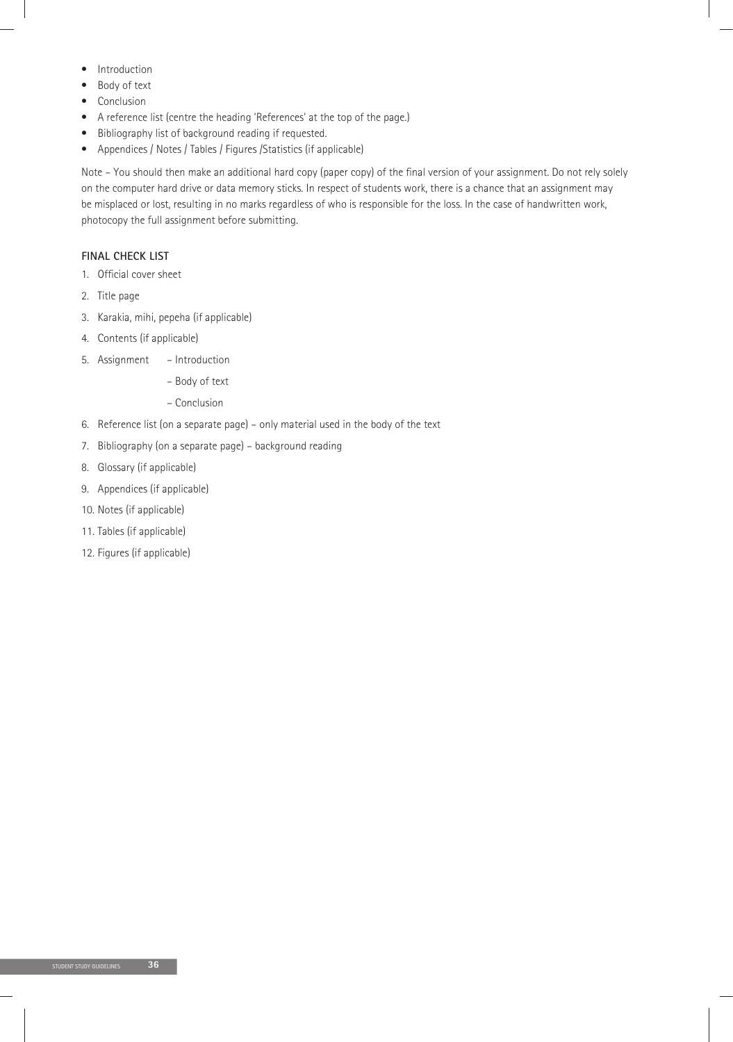- Introduction
- Body of text
- Conclusion
- A reference list (centre the heading 'References' at the top of the page.)
- Bibliography list of background reading if requested.
- Appendices / Notes / Tables / Figures /Statistics (if applicable)

Note – You should then make an additional hard copy (paper copy) of the final version of your assignment. Do not rely solely on the computer hard drive or data memory sticks. In respect of students work, there is a chance that an assignment may be misplaced or lost, resulting in no marks regardless of who is responsible for the loss. In the case of handwritten work, photocopy the full assignment before submitting.

## FINAL CHECK LIST

1. Official cover sheet
2. Title page
3. Karakia, mihi, pepeha (if applicable)
4. Contents (if applicable)
5. Assignment
   - Introduction
   - Body of text
   - Conclusion
6. Reference list (on a separate page) – only material used in the body of the text
7. Bibliography (on a separate page) – background reading
8. Glossary (if applicable)
9. Appendices (if applicable)
10. Notes (if applicable)
11. Tables (if applicable)
12. Figures (if applicable)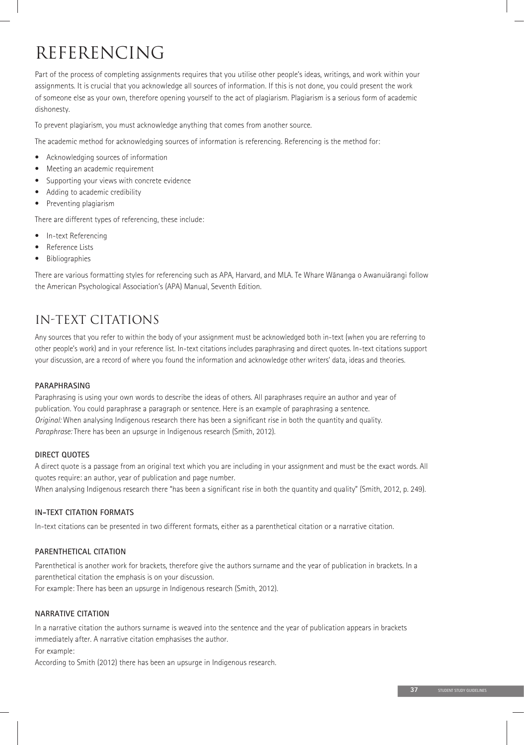# REFERENCING

Part of the process of completing assignments requires that you utilise other people's ideas, writings, and work within your assignments. It is crucial that you acknowledge all sources of information. If this is not done, you could present the work of someone else as your own, therefore opening yourself to the act of plagiarism. Plagiarism is a serious form of academic dishonesty.

To prevent plagiarism, you must acknowledge anything that comes from another source.

The academic method for acknowledging sources of information is referencing. Referencing is the method for:

- Acknowledging sources of information
- Meeting an academic requirement
- Supporting your views with concrete evidence
- Adding to academic credibility
- Preventing plagiarism

There are different types of referencing, these include:

- In-text Referencing
- Reference Lists
- Bibliographies

There are various formatting styles for referencing such as APA, Harvard, and MLA. Te Whare Wānanga o Awanuiārangi follow the American Psychological Association's (APA) Manual, Seventh Edition.

## IN-TEXT CITATIONS

Any sources that you refer to within the body of your assignment must be acknowledged both in-text (when you are referring to other people's work) and in your reference list. In-text citations includes paraphrasing and direct quotes. In-text citations support your discussion, are a record of where you found the information and acknowledge other writers' data, ideas and theories.

### PARAPHRASING

Paraphrasing is using your own words to describe the ideas of others. All paraphrases require an author and year of publication. You could paraphrase a paragraph or sentence. Here is an example of paraphrasing a sentence.
*Original:* When analysing Indigenous research there has been a significant rise in both the quantity and quality.
*Paraphrase:* There has been an upsurge in Indigenous research (Smith, 2012).

### DIRECT QUOTES

A direct quote is a passage from an original text which you are including in your assignment and must be the exact words. All quotes require: an author, year of publication and page number.
When analysing Indigenous research there "has been a significant rise in both the quantity and quality" (Smith, 2012, p. 249).

### IN-TEXT CITATION FORMATS

In-text citations can be presented in two different formats, either as a parenthetical citation or a narrative citation.

### PARENTHETICAL CITATION

Parenthetical is another work for brackets, therefore give the authors surname and the year of publication in brackets. In a parenthetical citation the emphasis is on your discussion.
For example: There has been an upsurge in Indigenous research (Smith, 2012).

### NARRATIVE CITATION

In a narrative citation the authors surname is weaved into the sentence and the year of publication appears in brackets immediately after. A narrative citation emphasises the author.
For example:
According to Smith (2012) there has been an upsurge in Indigenous research.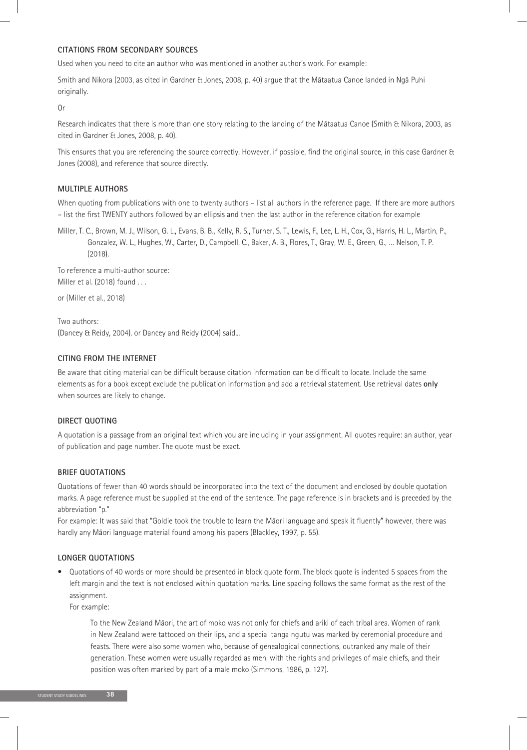### CITATIONS FROM SECONDARY SOURCES

Used when you need to cite an author who was mentioned in another author's work. For example:

Smith and Nikora (2003, as cited in Gardner & Jones, 2008, p. 40) argue that the Mātaatua Canoe landed in Ngā Puhi originally.

Or

Research indicates that there is more than one story relating to the landing of the Mātaatua Canoe (Smith & Nikora, 2003, as cited in Gardner & Jones, 2008, p. 40).

This ensures that you are referencing the source correctly. However, if possible, find the original source, in this case Gardner & Jones (2008), and reference that source directly.

### MULTIPLE AUTHORS

When quoting from publications with one to twenty authors – list all authors in the reference page. If there are more authors – list the first TWENTY authors followed by an ellipsis and then the last author in the reference citation for example

Miller, T. C., Brown, M. J., Wilson, G. L., Evans, B. B., Kelly, R. S., Turner, S. T., Lewis, F., Lee, L. H., Cox, G., Harris, H. L., Martin, P., Gonzalez, W. L., Hughes, W., Carter, D., Campbell, C., Baker, A. B., Flores, T., Gray, W. E., Green, G., ... Nelson, T. P. (2018).

To reference a multi-author source:
Miller et al. (2018) found . . .

or (Miller et al., 2018)

Two authors:
(Dancey & Reidy, 2004). or Dancey and Reidy (2004) said...

### CITING FROM THE INTERNET

Be aware that citing material can be difficult because citation information can be difficult to locate. Include the same elements as for a book except exclude the publication information and add a retrieval statement. Use retrieval dates **only** when sources are likely to change.

### DIRECT QUOTING

A quotation is a passage from an original text which you are including in your assignment. All quotes require: an author, year of publication and page number. The quote must be exact.

### BRIEF QUOTATIONS

Quotations of fewer than 40 words should be incorporated into the text of the document and enclosed by double quotation marks. A page reference must be supplied at the end of the sentence. The page reference is in brackets and is preceded by the abbreviation "p."

For example: It was said that "Goldie took the trouble to learn the Māori language and speak it fluently" however, there was hardly any Māori language material found among his papers (Blackley, 1997, p. 55).

### LONGER QUOTATIONS

- Quotations of 40 words or more should be presented in block quote form. The block quote is indented 5 spaces from the left margin and the text is not enclosed within quotation marks. Line spacing follows the same format as the rest of the assignment.

  For example:

  > To the New Zealand Māori, the art of moko was not only for chiefs and ariki of each tribal area. Women of rank in New Zealand were tattooed on their lips, and a special tanga ngutu was marked by ceremonial procedure and feasts. There were also some women who, because of genealogical connections, outranked any male of their generation. These women were usually regarded as men, with the rights and privileges of male chiefs, and their position was often marked by part of a male moko (Simmons, 1986, p. 127).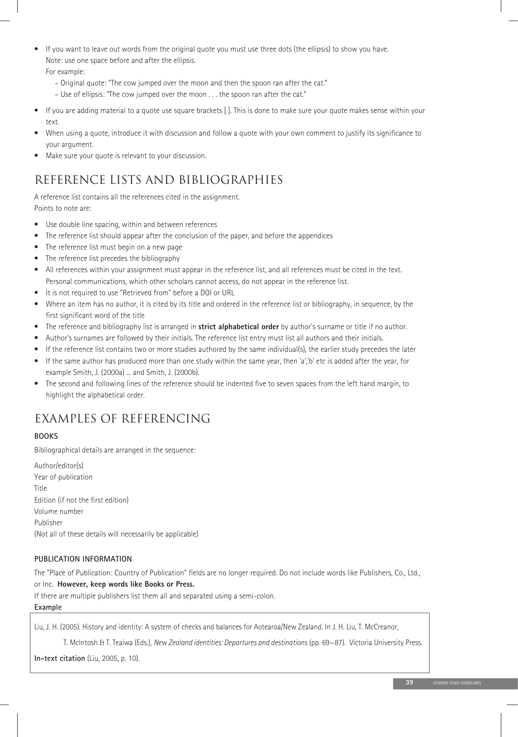- If you want to leave out words from the original quote you must use three dots (the ellipsis) to show you have. Note: use one space before and after the ellipsis.
  For example:
  - Original quote: "The cow jumped over the moon and then the spoon ran after the cat."
  - Use of ellipsis: "The cow jumped over the moon . . . the spoon ran after the cat."
- If you are adding material to a quote use square brackets [ ]. This is done to make sure your quote makes sense within your text.
- When using a quote, introduce it with discussion and follow a quote with your own comment to justify its significance to your argument.
- Make sure your quote is relevant to your discussion.

## REFERENCE LISTS AND BIBLIOGRAPHIES

A reference list contains all the references cited in the assignment.
Points to note are:

- Use double line spacing, within and between references
- The reference list should appear after the conclusion of the paper, and before the appendices
- The reference list must begin on a new page
- The reference list precedes the bibliography
- All references within your assignment must appear in the reference list, and all references must be cited in the text. Personal communications, which other scholars cannot access, do not appear in the reference list.
- It is not required to use "Retrieved from" before a DOI or URL
- Where an item has no author, it is cited by its title and ordered in the reference list or bibliography, in sequence, by the first significant word of the title
- The reference and bibliography list is arranged in **strict alphabetical order** by author's surname or title if no author.
- Author's surnames are followed by their initials. The reference list entry must list all authors and their initials.
- If the reference list contains two or more studies authored by the same individual(s), the earlier study precedes the later
- If the same author has produced more than one study within the same year, then 'a','b' etc is added after the year, for example Smith, J. (2000a) ... and Smith, J. (2000b).
- The second and following lines of the reference should be indented five to seven spaces from the left hand margin, to highlight the alphabetical order.

## EXAMPLES OF REFERENCING

### BOOKS

Bibliographical details are arranged in the sequence:

Author/editor(s)
Year of publication
Title
Edition (if not the first edition)
Volume number
Publisher
(Not all of these details will necessarily be applicable)

### PUBLICATION INFORMATION

The "Place of Publication: Country of Publication" fields are no longer required. Do not include words like Publishers, Co., Ltd., or Inc. **However, keep words like Books or Press.**

If there are multiple publishers list them all and separated using a semi-colon.

**Example**

Liu, J. H. (2005). History and identity: A system of checks and balances for Aotearoa/New Zealand. In J. H. Liu, T. McCreanor,
     T. McIntosh & T. Teaiwa (Eds.), *New Zealand identities: Departures and destinations* (pp. 69–87). Victoria University Press.

**In-text citation** (Liu, 2005, p. 10).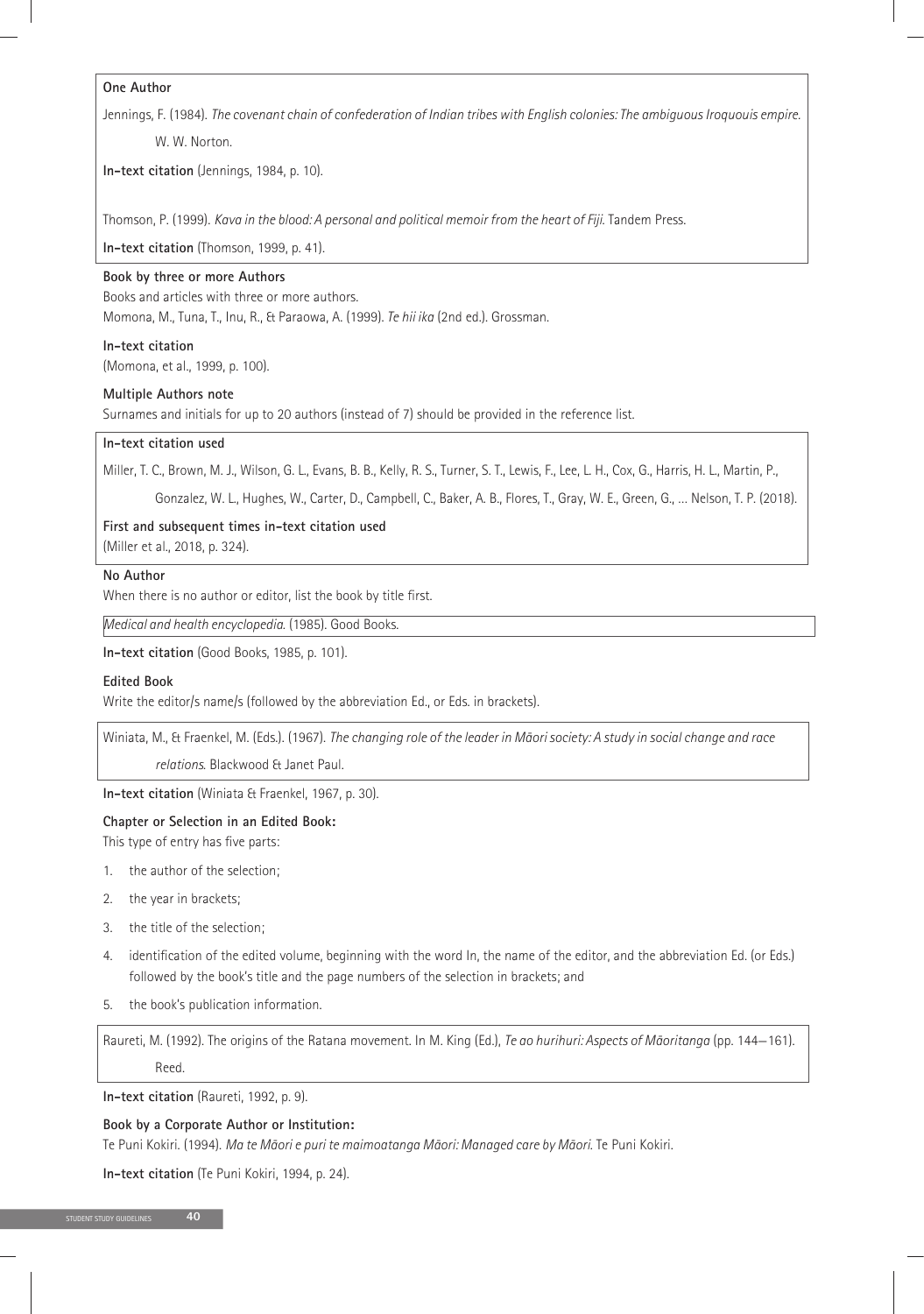**One Author**

Jennings, F. (1984). *The covenant chain of confederation of Indian tribes with English colonies: The ambiguous Iroquouis empire.* W. W. Norton.

**In-text citation** (Jennings, 1984, p. 10).

Thomson, P. (1999). *Kava in the blood: A personal and political memoir from the heart of Fiji.* Tandem Press.

**In-text citation** (Thomson, 1999, p. 41).

**Book by three or more Authors**

Books and articles with three or more authors.

Momona, M., Tuna, T., Inu, R., & Paraowa, A. (1999). *Te hii ika* (2nd ed.). Grossman.

**In-text citation**

(Momona, et al., 1999, p. 100).

**Multiple Authors note**

Surnames and initials for up to 20 authors (instead of 7) should be provided in the reference list.

**In-text citation used**

Miller, T. C., Brown, M. J., Wilson, G. L., Evans, B. B., Kelly, R. S., Turner, S. T., Lewis, F., Lee, L. H., Cox, G., Harris, H. L., Martin, P., Gonzalez, W. L., Hughes, W., Carter, D., Campbell, C., Baker, A. B., Flores, T., Gray, W. E., Green, G., ... Nelson, T. P. (2018).

**First and subsequent times in-text citation used**

(Miller et al., 2018, p. 324).

**No Author**

When there is no author or editor, list the book by title first.

*Medical and health encyclopedia.* (1985). Good Books.

**In-text citation** (Good Books, 1985, p. 101).

**Edited Book**

Write the editor/s name/s (followed by the abbreviation Ed., or Eds. in brackets).

Winiata, M., & Fraenkel, M. (Eds.). (1967). *The changing role of the leader in Māori society: A study in social change and race relations.* Blackwood & Janet Paul.

**In-text citation** (Winiata & Fraenkel, 1967, p. 30).

**Chapter or Selection in an Edited Book:**

This type of entry has five parts:

1. the author of the selection;
2. the year in brackets;
3. the title of the selection;
4. identification of the edited volume, beginning with the word In, the name of the editor, and the abbreviation Ed. (or Eds.) followed by the book's title and the page numbers of the selection in brackets; and
5. the book's publication information.

Raureti, M. (1992). The origins of the Ratana movement. In M. King (Ed.), *Te ao hurihuri: Aspects of Māoritanga* (pp. 144–161). Reed.

**In-text citation** (Raureti, 1992, p. 9).

**Book by a Corporate Author or Institution:**

Te Puni Kokiri. (1994). *Ma te Māori e puri te maimoatanga Māori: Managed care by Māori.* Te Puni Kokiri.

**In-text citation** (Te Puni Kokiri, 1994, p. 24).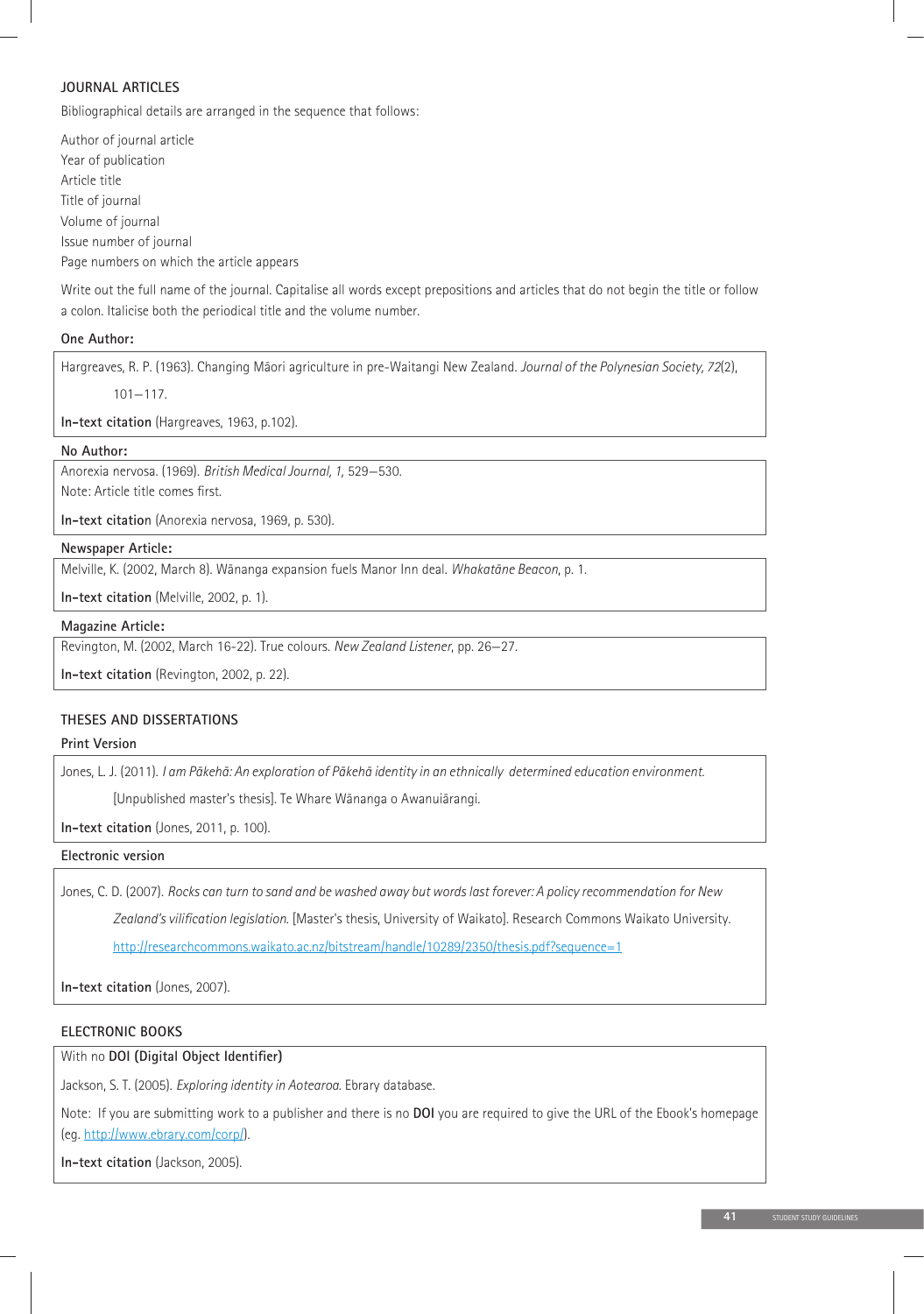## JOURNAL ARTICLES

Bibliographical details are arranged in the sequence that follows:

Author of journal article
Year of publication
Article title
Title of journal
Volume of journal
Issue number of journal
Page numbers on which the article appears

Write out the full name of the journal. Capitalise all words except prepositions and articles that do not begin the title or follow a colon. Italicise both the periodical title and the volume number.

### One Author:

Hargreaves, R. P. (1963). Changing Māori agriculture in pre-Waitangi New Zealand. *Journal of the Polynesian Society, 72*(2), 101–117.

**In-text citation** (Hargreaves, 1963, p.102).

### No Author:

Anorexia nervosa. (1969). *British Medical Journal, 1,* 529–530.
Note: Article title comes first.

**In-text citation** (Anorexia nervosa, 1969, p. 530).

### Newspaper Article:

Melville, K. (2002, March 8). Wānanga expansion fuels Manor Inn deal. *Whakatāne Beacon*, p. 1.

**In-text citation** (Melville, 2002, p. 1).

### Magazine Article:

Revington, M. (2002, March 16-22). True colours. *New Zealand Listener*, pp. 26–27.

**In-text citation** (Revington, 2002, p. 22).

## THESES AND DISSERTATIONS

### Print Version

Jones, L. J. (2011). *I am Pākehā: An exploration of Pākehā identity in an ethnically determined education environment.* [Unpublished master's thesis]. Te Whare Wānanga o Awanuiārangi.

**In-text citation** (Jones, 2011, p. 100).

### Electronic version

Jones, C. D. (2007). *Rocks can turn to sand and be washed away but words last forever: A policy recommendation for New Zealand's vilification legislation.* [Master's thesis, University of Waikato]. Research Commons Waikato University. http://researchcommons.waikato.ac.nz/bitstream/handle/10289/2350/thesis.pdf?sequence=1

**In-text citation** (Jones, 2007).

## ELECTRONIC BOOKS

With no **DOI (Digital Object Identifier)**

Jackson, S. T. (2005). *Exploring identity in Aotearoa.* Ebrary database.

Note: If you are submitting work to a publisher and there is no **DOI** you are required to give the URL of the Ebook's homepage (eg. http://www.ebrary.com/corp/).

**In-text citation** (Jackson, 2005).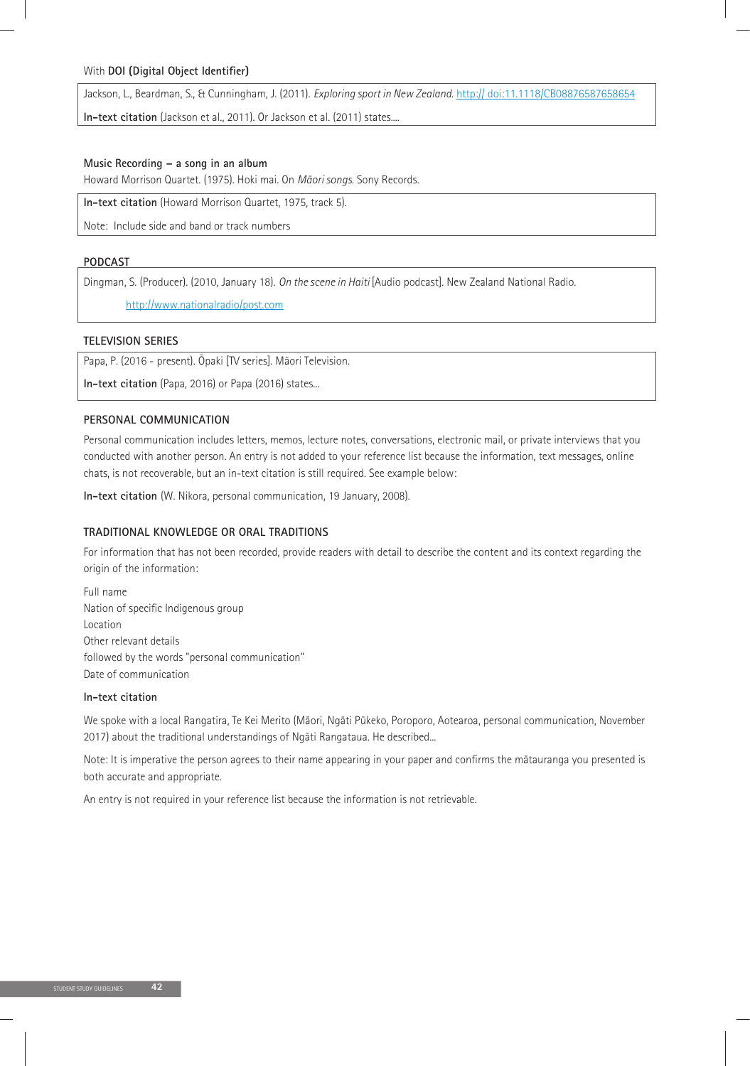With **DOI (Digital Object Identifier)**

Jackson, L., Beardman, S., & Cunningham, J. (2011). *Exploring sport in New Zealand.* http:// doi:11.1118/CB08876587658654

**In-text citation** (Jackson et al., 2011). Or Jackson et al. (2011) states....

**Music Recording – a song in an album**

Howard Morrison Quartet. (1975). Hoki mai. On *Māori songs.* Sony Records.

**In-text citation** (Howard Morrison Quartet, 1975, track 5).

Note: Include side and band or track numbers

**PODCAST**

Dingman, S. (Producer). (2010, January 18). *On the scene in Haiti* [Audio podcast]. New Zealand National Radio. http://www.nationalradio/post.com

**TELEVISION SERIES**

Papa, P. (2016 - present). Ōpaki [TV series]. Māori Television.

**In-text citation** (Papa, 2016) or Papa (2016) states...

**PERSONAL COMMUNICATION**

Personal communication includes letters, memos, lecture notes, conversations, electronic mail, or private interviews that you conducted with another person. An entry is not added to your reference list because the information, text messages, online chats, is not recoverable, but an in-text citation is still required. See example below:

**In-text citation** (W. Nikora, personal communication, 19 January, 2008).

**TRADITIONAL KNOWLEDGE OR ORAL TRADITIONS**

For information that has not been recorded, provide readers with detail to describe the content and its context regarding the origin of the information:

Full name
Nation of specific Indigenous group
Location
Other relevant details
followed by the words "personal communication"
Date of communication

**In-text citation**

We spoke with a local Rangatira, Te Kei Merito (Māori, Ngāti Pūkeko, Poroporo, Aotearoa, personal communication, November 2017) about the traditional understandings of Ngāti Rangataua. He described...

Note: It is imperative the person agrees to their name appearing in your paper and confirms the mātauranga you presented is both accurate and appropriate.

An entry is not required in your reference list because the information is not retrievable.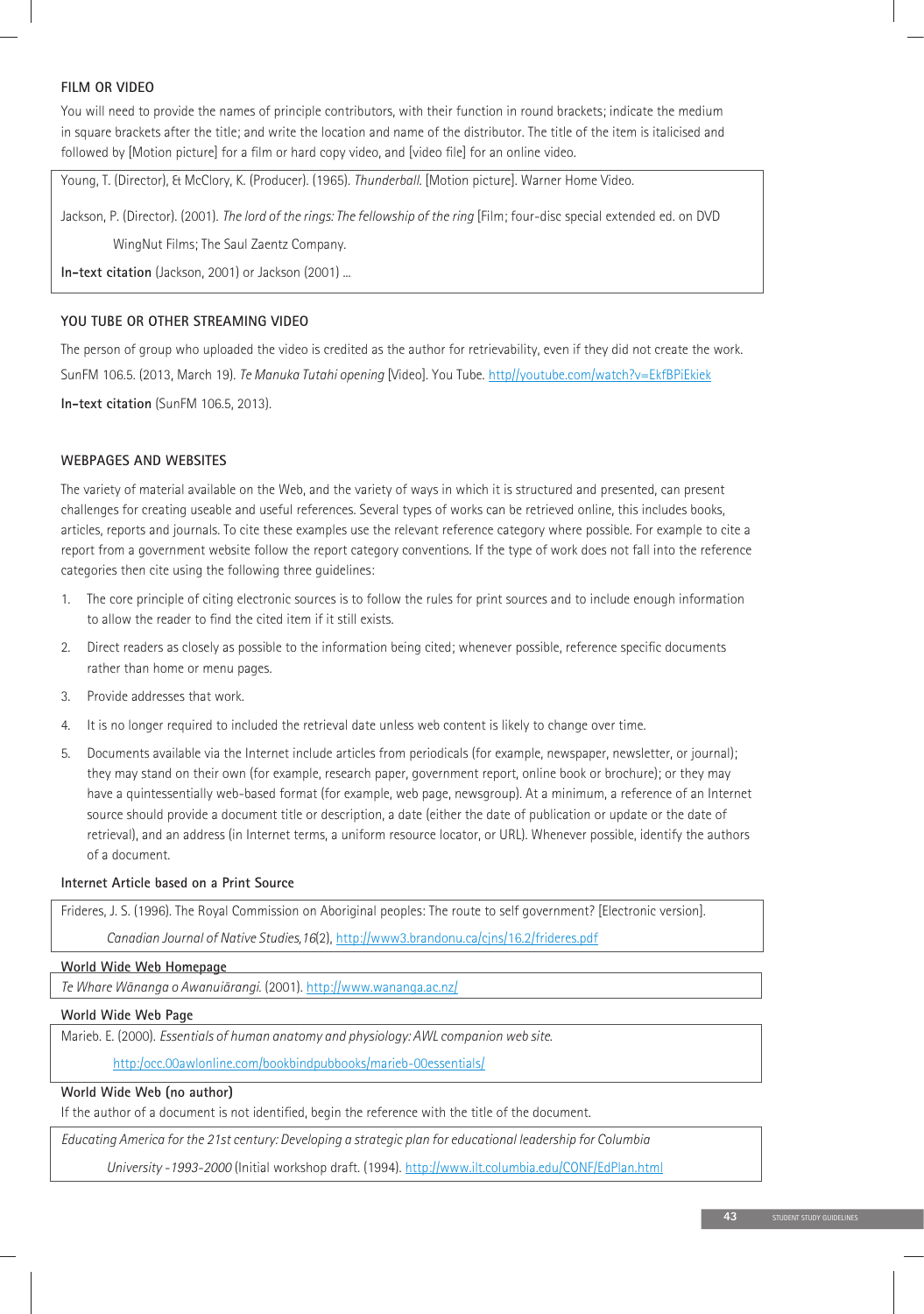### FILM OR VIDEO

You will need to provide the names of principle contributors, with their function in round brackets; indicate the medium in square brackets after the title; and write the location and name of the distributor. The title of the item is italicised and followed by [Motion picture] for a film or hard copy video, and [video file] for an online video.

> Young, T. (Director), & McClory, K. (Producer). (1965). *Thunderball*. [Motion picture]. Warner Home Video.
>
> Jackson, P. (Director). (2001). *The lord of the rings: The fellowship of the ring* [Film; four-disc special extended ed. on DVD
>
> WingNut Films; The Saul Zaentz Company.
>
> **In-text citation** (Jackson, 2001) or Jackson (2001) ...

### YOU TUBE OR OTHER STREAMING VIDEO

The person of group who uploaded the video is credited as the author for retrievability, even if they did not create the work.

SunFM 106.5. (2013, March 19). *Te Manuka Tutahi opening* [Video]. You Tube. http//youtube.com/watch?v=EkfBPiEkiek

**In-text citation** (SunFM 106.5, 2013).

### WEBPAGES AND WEBSITES

The variety of material available on the Web, and the variety of ways in which it is structured and presented, can present challenges for creating useable and useful references. Several types of works can be retrieved online, this includes books, articles, reports and journals. To cite these examples use the relevant reference category where possible. For example to cite a report from a government website follow the report category conventions. If the type of work does not fall into the reference categories then cite using the following three guidelines:

1. The core principle of citing electronic sources is to follow the rules for print sources and to include enough information to allow the reader to find the cited item if it still exists.
2. Direct readers as closely as possible to the information being cited; whenever possible, reference specific documents rather than home or menu pages.
3. Provide addresses that work.
4. It is no longer required to included the retrieval date unless web content is likely to change over time.
5. Documents available via the Internet include articles from periodicals (for example, newspaper, newsletter, or journal); they may stand on their own (for example, research paper, government report, online book or brochure); or they may have a quintessentially web-based format (for example, web page, newsgroup). At a minimum, a reference of an Internet source should provide a document title or description, a date (either the date of publication or update or the date of retrieval), and an address (in Internet terms, a uniform resource locator, or URL). Whenever possible, identify the authors of a document.

**Internet Article based on a Print Source**

> Frideres, J. S. (1996). The Royal Commission on Aboriginal peoples: The route to self government? [Electronic version].
>
> *Canadian Journal of Native Studies,16*(2), http://www3.brandonu.ca/cjns/16.2/frideres.pdf

**World Wide Web Homepage**

> *Te Whare Wānanga o Awanuiārangi.* (2001). http://www.wananga.ac.nz/

**World Wide Web Page**

> Marieb. E. (2000). *Essentials of human anatomy and physiology: AWL companion web site.*
>
> http:/occ.00awlonline.com/bookbindpubbooks/marieb-00essentials/

**World Wide Web (no author)**

If the author of a document is not identified, begin the reference with the title of the document.

> *Educating America for the 21st century: Developing a strategic plan for educational leadership for Columbia*
>
> *University -1993-2000* (Initial workshop draft. (1994). http://www.ilt.columbia.edu/CONF/EdPlan.html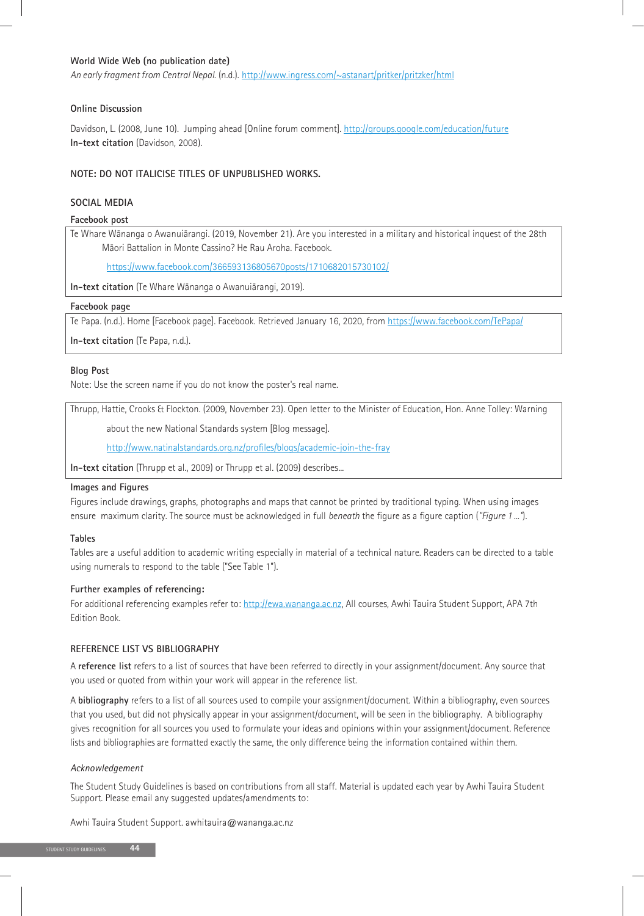**World Wide Web (no publication date)**

*An early fragment from Central Nepal.* (n.d.). http://www.ingress.com/~astanart/pritker/pritzker/html

**Online Discussion**

Davidson, L. (2008, June 10). Jumping ahead [Online forum comment]. http://groups.google.com/education/future

**In-text citation** (Davidson, 2008).

**NOTE: DO NOT ITALICISE TITLES OF UNPUBLISHED WORKS.**

## SOCIAL MEDIA

**Facebook post**

Te Whare Wānanga o Awanuiārangi. (2019, November 21). Are you interested in a military and historical inquest of the 28th Māori Battalion in Monte Cassino? He Rau Aroha. Facebook. https://www.facebook.com/366593136805670posts/1710682015730102/

**In-text citation** (Te Whare Wānanga o Awanuiārangi, 2019).

**Facebook page**

Te Papa. (n.d.). Home [Facebook page]. Facebook. Retrieved January 16, 2020, from https://www.facebook.com/TePapa/

**In-text citation** (Te Papa, n.d.).

**Blog Post**

Note: Use the screen name if you do not know the poster's real name.

Thrupp, Hattie, Crooks & Flockton. (2009, November 23). Open letter to the Minister of Education, Hon. Anne Tolley: Warning about the new National Standards system [Blog message]. http://www.natinalstandards.org.nz/profiles/blogs/academic-join-the-fray

**In-text citation** (Thrupp et al., 2009) or Thrupp et al. (2009) describes...

**Images and Figures**

Figures include drawings, graphs, photographs and maps that cannot be printed by traditional typing. When using images ensure maximum clarity. The source must be acknowledged in full *beneath* the figure as a figure caption (*"Figure 1 ..."*).

**Tables**

Tables are a useful addition to academic writing especially in material of a technical nature. Readers can be directed to a table using numerals to respond to the table ("See Table 1").

**Further examples of referencing:**

For additional referencing examples refer to: http://ewa.wananga.ac.nz, All courses, Awhi Tauira Student Support, APA 7th Edition Book.

## REFERENCE LIST VS BIBLIOGRAPHY

A **reference list** refers to a list of sources that have been referred to directly in your assignment/document. Any source that you used or quoted from within your work will appear in the reference list.

A **bibliography** refers to a list of all sources used to compile your assignment/document. Within a bibliography, even sources that you used, but did not physically appear in your assignment/document, will be seen in the bibliography. A bibliography gives recognition for all sources you used to formulate your ideas and opinions within your assignment/document. Reference lists and bibliographies are formatted exactly the same, the only difference being the information contained within them.

*Acknowledgement*

The Student Study Guidelines is based on contributions from all staff. Material is updated each year by Awhi Tauira Student Support. Please email any suggested updates/amendments to:

Awhi Tauira Student Support. awhitauira@wananga.ac.nz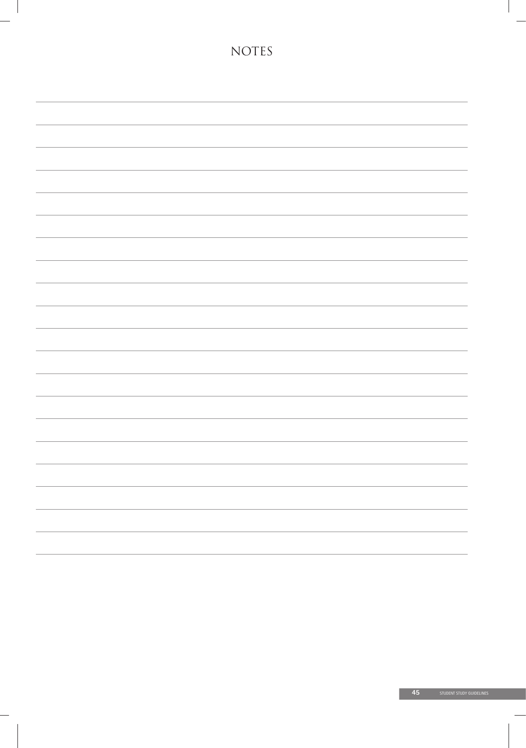# NOTES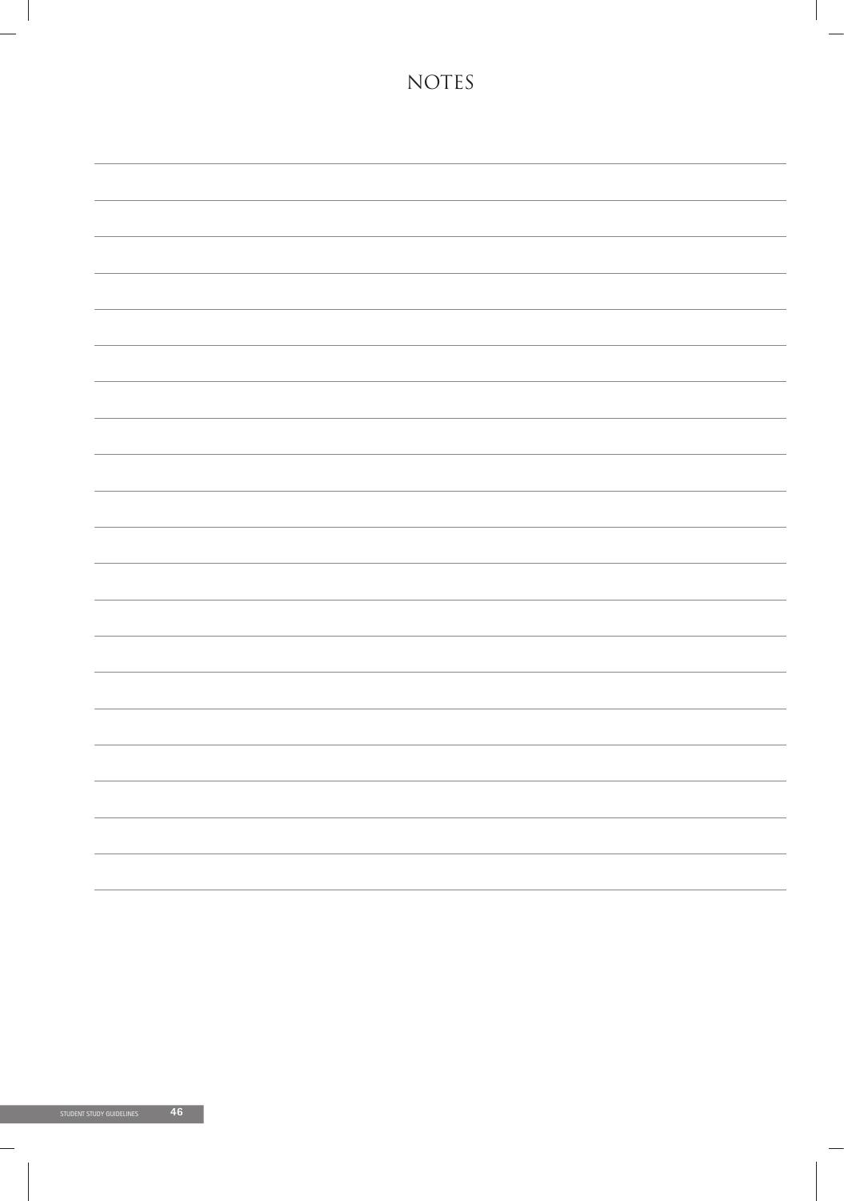# NOTES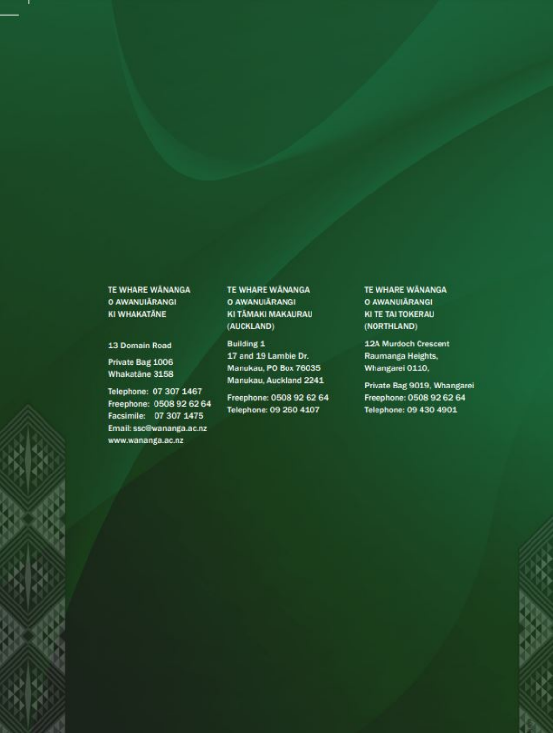**TE WHARE WĀNANGA O AWANUIĀRANGI KI WHAKATĀNE**

13 Domain Road

Private Bag 1006
Whakatāne 3158

Telephone: 07 307 1467
Freephone: 0508 92 62 64
Facsimile: 07 307 1475
Email: ssc@wananga.ac.nz
www.wananga.ac.nz

**TE WHARE WĀNANGA O AWANUIĀRANGI KI TĀMAKI MAKAURAU (AUCKLAND)**

Building 1
17 and 19 Lambie Dr.
Manukau, PO Box 76035
Manukau, Auckland 2241

Freephone: 0508 92 62 64
Telephone: 09 260 4107

**TE WHARE WĀNANGA O AWANUIĀRANGI KI TE TAI TOKERAU (NORTHLAND)**

12A Murdoch Crescent
Raumanga Heights,
Whangarei 0110,

Private Bag 9019, Whangarei
Freephone: 0508 92 62 64
Telephone: 09 430 4901